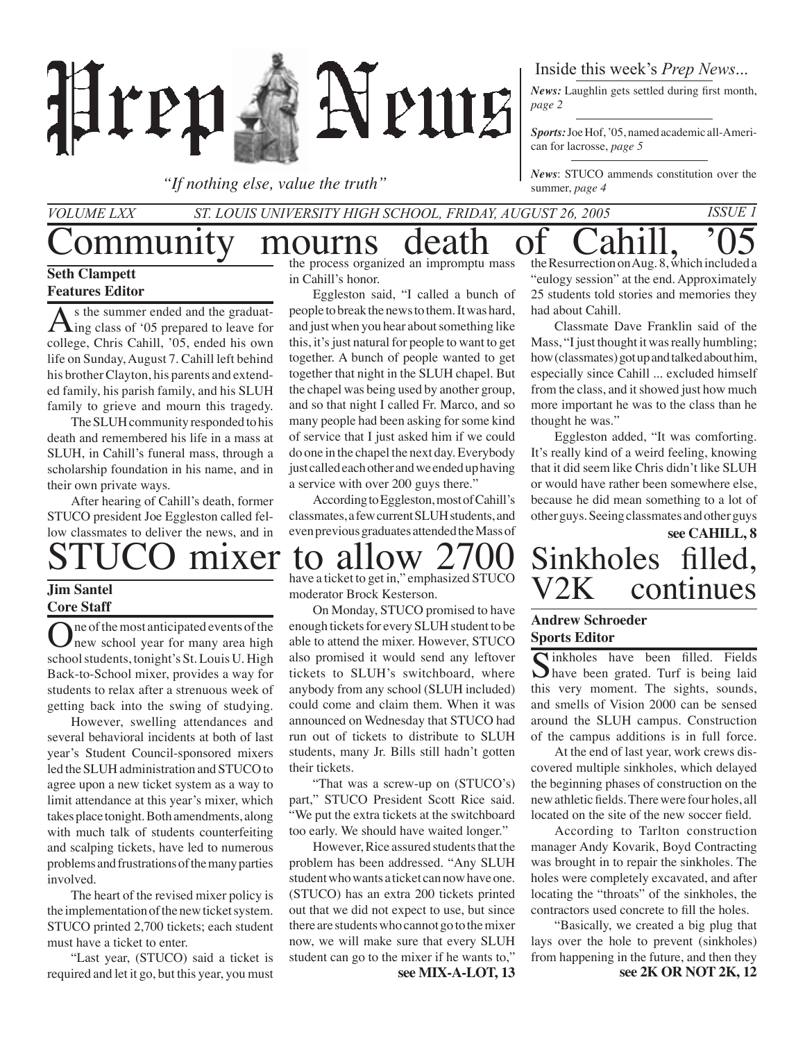# Prep News

*"If nothing else, value the truth"*

Inside this week's *Prep News*...

***News:*** Laughlin gets settled during first month, *page 2*

***Sports:*** Joe Hof, '05, named academic all-American for lacrosse, *page 5*

***News***: STUCO ammends constitution over the summer, *page 4*

*VOLUME LXX* *ST. LOUIS UNIVERSITY HIGH SCHOOL, FRIDAY, AUGUST 26, 2005* *ISSUE 1*

# Community mourns death of Cahill, '05

**Seth Clampett**
**Features Editor**

As the summer ended and the graduating class of '05 prepared to leave for college, Chris Cahill, '05, ended his own life on Sunday, August 7. Cahill left behind his brother Clayton, his parents and extended family, his parish family, and his SLUH family to grieve and mourn this tragedy.

The SLUH community responded to his death and remembered his life in a mass at SLUH, in Cahill's funeral mass, through a scholarship foundation in his name, and in their own private ways.

After hearing of Cahill's death, former STUCO president Joe Eggleston called fellow classmates to deliver the news, and in the process organized an impromptu mass in Cahill's honor.

Eggleston said, "I called a bunch of people to break the news to them. It was hard, and just when you hear about something like this, it's just natural for people to want to get together. A bunch of people wanted to get together that night in the SLUH chapel. But the chapel was being used by another group, and so that night I called Fr. Marco, and so many people had been asking for some kind of service that I just asked him if we could do one in the chapel the next day. Everybody just called each other and we ended up having a service with over 200 guys there."

According to Eggleston, most of Cahill's classmates, a few current SLUH students, and even previous graduates attended the Mass of the Resurrection on Aug. 8, which included a "eulogy session" at the end. Approximately 25 students told stories and memories they had about Cahill.

Classmate Dave Franklin said of the Mass, "I just thought it was really humbling; how (classmates) got up and talked about him, especially since Cahill ... excluded himself from the class, and it showed just how much more important he was to the class than he thought he was."

Eggleston added, "It was comforting. It's really kind of a weird feeling, knowing that it did seem like Chris didn't like SLUH or would have rather been somewhere else, because he did mean something to a lot of other guys. Seeing classmates and other guys

**see CAHILL, 8**

# STUCO mixer to allow 2700

**Jim Santel**
**Core Staff**

One of the most anticipated events of the new school year for many area high school students, tonight's St. Louis U. High Back-to-School mixer, provides a way for students to relax after a strenuous week of getting back into the swing of studying.

However, swelling attendances and several behavioral incidents at both of last year's Student Council-sponsored mixers led the SLUH administration and STUCO to agree upon a new ticket system as a way to limit attendance at this year's mixer, which takes place tonight. Both amendments, along with much talk of students counterfeiting and scalping tickets, have led to numerous problems and frustrations of the many parties involved.

The heart of the revised mixer policy is the implementation of the new ticket system. STUCO printed 2,700 tickets; each student must have a ticket to enter.

"Last year, (STUCO) said a ticket is required and let it go, but this year, you must have a ticket to get in," emphasized STUCO moderator Brock Kesterson.

On Monday, STUCO promised to have enough tickets for every SLUH student to be able to attend the mixer. However, STUCO also promised it would send any leftover tickets to SLUH's switchboard, where anybody from any school (SLUH included) could come and claim them. When it was announced on Wednesday that STUCO had run out of tickets to distribute to SLUH students, many Jr. Bills still hadn't gotten their tickets.

"That was a screw-up on (STUCO's) part," STUCO President Scott Rice said. "We put the extra tickets at the switchboard too early. We should have waited longer."

However, Rice assured students that the problem has been addressed. "Any SLUH student who wants a ticket can now have one. (STUCO) has an extra 200 tickets printed out that we did not expect to use, but since there are students who cannot go to the mixer now, we will make sure that every SLUH student can go to the mixer if he wants to,"

**see MIX-A-LOT, 13**

# Sinkholes filled, V2K continues

**Andrew Schroeder**
**Sports Editor**

Sinkholes have been filled. Fields have been grated. Turf is being laid this very moment. The sights, sounds, and smells of Vision 2000 can be sensed around the SLUH campus. Construction of the campus additions is in full force.

At the end of last year, work crews discovered multiple sinkholes, which delayed the beginning phases of construction on the new athletic fields. There were four holes, all located on the site of the new soccer field.

According to Tarlton construction manager Andy Kovarik, Boyd Contracting was brought in to repair the sinkholes. The holes were completely excavated, and after locating the "throats" of the sinkholes, the contractors used concrete to fill the holes.

"Basically, we created a big plug that lays over the hole to prevent (sinkholes) from happening in the future, and then they

**see 2K OR NOT 2K, 12**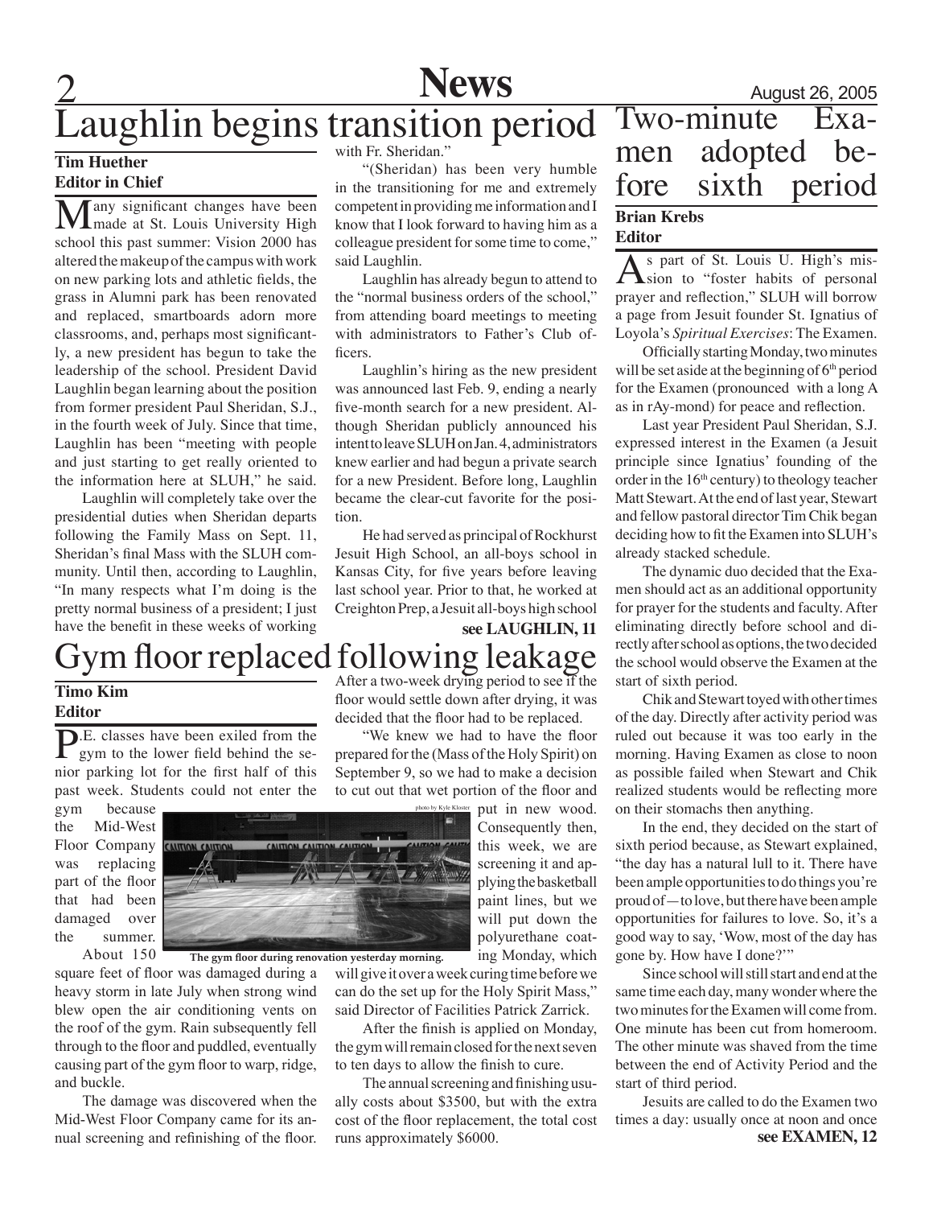# Laughlin begins transition period

**Tim Huether**
**Editor in Chief**

Many significant changes have been made at St. Louis University High school this past summer: Vision 2000 has altered the makeup of the campus with work on new parking lots and athletic fields, the grass in Alumni park has been renovated and replaced, smartboards adorn more classrooms, and, perhaps most significantly, a new president has begun to take the leadership of the school. President David Laughlin began learning about the position from former president Paul Sheridan, S.J., in the fourth week of July. Since that time, Laughlin has been "meeting with people and just starting to get really oriented to the information here at SLUH," he said.

Laughlin will completely take over the presidential duties when Sheridan departs following the Family Mass on Sept. 11, Sheridan's final Mass with the SLUH community. Until then, according to Laughlin, "In many respects what I'm doing is the pretty normal business of a president; I just have the benefit in these weeks of working with Fr. Sheridan."

"(Sheridan) has been very humble in the transitioning for me and extremely competent in providing me information and I know that I look forward to having him as a colleague president for some time to come," said Laughlin.

Laughlin has already begun to attend to the "normal business orders of the school," from attending board meetings to meeting with administrators to Father's Club officers.

Laughlin's hiring as the new president was announced last Feb. 9, ending a nearly five-month search for a new president. Although Sheridan publicly announced his intent to leave SLUH on Jan. 4, administrators knew earlier and had begun a private search for a new President. Before long, Laughlin became the clear-cut favorite for the position.

He had served as principal of Rockhurst Jesuit High School, an all-boys school in Kansas City, for five years before leaving last school year. Prior to that, he worked at Creighton Prep, a Jesuit all-boys high school

**see LAUGHLIN, 11**

# Gym floor replaced following leakage

**Timo Kim**
**Editor**

P.E. classes have been exiled from the gym to the lower field behind the senior parking lot for the first half of this past week. Students could not enter the gym because the Mid-West Floor Company was replacing part of the floor that had been damaged over the summer.

About 150 square feet of floor was damaged during a heavy storm in late July when strong wind blew open the air conditioning vents on the roof of the gym. Rain subsequently fell through to the floor and puddled, eventually causing part of the gym floor to warp, ridge, and buckle.

The damage was discovered when the Mid-West Floor Company came for its annual screening and refinishing of the floor. After a two-week drying period to see if the floor would settle down after drying, it was decided that the floor had to be replaced.

"We knew we had to have the floor prepared for the (Mass of the Holy Spirit) on September 9, so we had to make a decision to cut out that wet portion of the floor and put in new wood. Consequently then, this week, we are screening it and applying the basketball paint lines, but we will put down the polyurethane coating Monday, which will give it over a week curing time before we can do the set up for the Holy Spirit Mass," said Director of Facilities Patrick Zarrick.

photo by Kyle Kloster

**The gym floor during renovation yesterday morning.**

After the finish is applied on Monday, the gym will remain closed for the next seven to ten days to allow the finish to cure.

The annual screening and finishing usually costs about $3500, but with the extra cost of the floor replacement, the total cost runs approximately $6000.

# Two-minute Examen adopted before sixth period

**Brian Krebs**
**Editor**

As part of St. Louis U. High's mission to "foster habits of personal prayer and reflection," SLUH will borrow a page from Jesuit founder St. Ignatius of Loyola's *Spiritual Exercises*: The Examen.

Officially starting Monday, two minutes will be set aside at the beginning of 6th period for the Examen (pronounced with a long A as in rAy-mond) for peace and reflection.

Last year President Paul Sheridan, S.J. expressed interest in the Examen (a Jesuit principle since Ignatius' founding of the order in the 16th century) to theology teacher Matt Stewart. At the end of last year, Stewart and fellow pastoral director Tim Chik began deciding how to fit the Examen into SLUH's already stacked schedule.

The dynamic duo decided that the Examen should act as an additional opportunity for prayer for the students and faculty. After eliminating directly before school and directly after school as options, the two decided the school would observe the Examen at the start of sixth period.

Chik and Stewart toyed with other times of the day. Directly after activity period was ruled out because it was too early in the morning. Having Examen as close to noon as possible failed when Stewart and Chik realized students would be reflecting more on their stomachs then anything.

In the end, they decided on the start of sixth period because, as Stewart explained, "the day has a natural lull to it. There have been ample opportunities to do things you're proud of—to love, but there have been ample opportunities for failures to love. So, it's a good way to say, 'Wow, most of the day has gone by. How have I done?'"

Since school will still start and end at the same time each day, many wonder where the two minutes for the Examen will come from. One minute has been cut from homeroom. The other minute was shaved from the time between the end of Activity Period and the start of third period.

Jesuits are called to do the Examen two times a day: usually once at noon and once

**see EXAMEN, 12**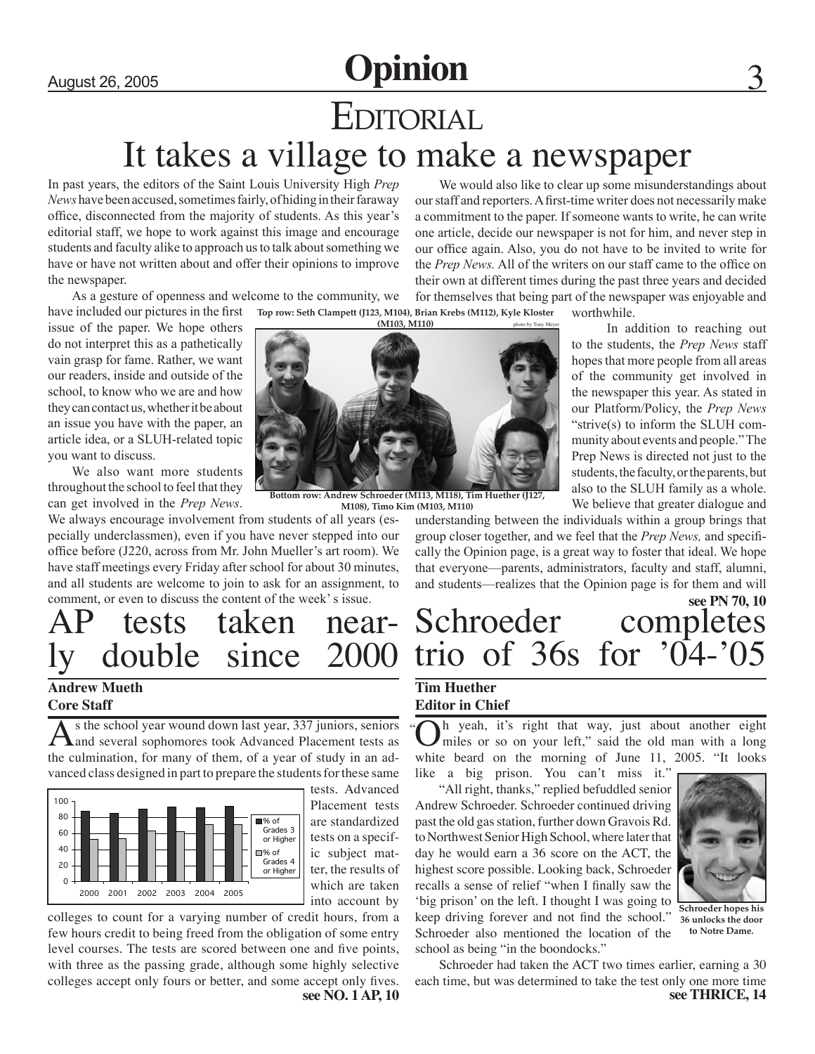# Opinion

## EDITORIAL

# It takes a village to make a newspaper

In past years, the editors of the Saint Louis University High *Prep News* have been accused, sometimes fairly, of hiding in their faraway office, disconnected from the majority of students. As this year's editorial staff, we hope to work against this image and encourage students and faculty alike to approach us to talk about something we have or have not written about and offer their opinions to improve the newspaper.

As a gesture of openness and welcome to the community, we have included our pictures in the first issue of the paper. We hope others do not interpret this as a pathetically vain grasp for fame. Rather, we want our readers, inside and outside of the school, to know who we are and how they can contact us, whether it be about an issue you have with the paper, an article idea, or a SLUH-related topic you want to discuss.

We also want more students throughout the school to feel that they can get involved in the *Prep News*. We always encourage involvement from students of all years (especially underclassmen), even if you have never stepped into our office before (J220, across from Mr. John Mueller's art room). We have staff meetings every Friday after school for about 30 minutes, and all students are welcome to join to ask for an assignment, to comment, or even to discuss the content of the week' s issue.

**Top row: Seth Clampett (J123, M104), Brian Krebs (M112), Kyle Kloster (M103, M110)**

photo by Tony Meyer

**Bottom row: Andrew Schroeder (M113, M118), Tim Huether (J127, M108), Timo Kim (M103, M110)**

We would also like to clear up some misunderstandings about our staff and reporters. A first-time writer does not necessarily make a commitment to the paper. If someone wants to write, he can write one article, decide our newspaper is not for him, and never step in our office again. Also, you do not have to be invited to write for the *Prep News.* All of the writers on our staff came to the office on their own at different times during the past three years and decided for themselves that being part of the newspaper was enjoyable and worthwhile.

In addition to reaching out to the students, the *Prep News* staff hopes that more people from all areas of the community get involved in the newspaper this year. As stated in our Platform/Policy, the *Prep News* "strive(s) to inform the SLUH community about events and people." The Prep News is directed not just to the students, the faculty, or the parents, but also to the SLUH family as a whole. We believe that greater dialogue and understanding between the individuals within a group brings that group closer together, and we feel that the *Prep News,* and specifically the Opinion page, is a great way to foster that ideal. We hope that everyone—parents, administrators, faculty and staff, alumni, and students—realizes that the Opinion page is for them and will

**see PN 70, 10**

# AP tests taken nearly double since 2000

**Andrew Mueth**
**Core Staff**

As the school year wound down last year, 337 juniors, seniors and several sophomores took Advanced Placement tests as the culmination, for many of them, of a year of study in an advanced class designed in part to prepare the students for these same tests. Advanced Placement tests are standardized tests on a specific subject matter, the results of which are taken into account by colleges to count for a varying number of credit hours, from a few hours credit to being freed from the obligation of some entry level courses. The tests are scored between one and five points, with three as the passing grade, although some highly selective colleges accept only fours or better, and some accept only fives.

**see NO. 1 AP, 10**

# Schroeder completes trio of 36s for '04-'05

**Tim Huether**
**Editor in Chief**

"Oh yeah, it's right that way, just about another eight miles or so on your left," said the old man with a long white beard on the morning of June 11, 2005. "It looks like a big prison. You can't miss it."

"All right, thanks," replied befuddled senior Andrew Schroeder. Schroeder continued driving past the old gas station, further down Gravois Rd. to Northwest Senior High School, where later that day he would earn a 36 score on the ACT, the highest score possible. Looking back, Schroeder recalls a sense of relief "when I finally saw the 'big prison' on the left. I thought I was going to keep driving forever and not find the school." Schroeder also mentioned the location of the school as being "in the boondocks."

**Schroeder hopes his 36 unlocks the door to Notre Dame.**

Schroeder had taken the ACT two times earlier, earning a 30 each time, but was determined to take the test only one more time

**see THRICE, 14**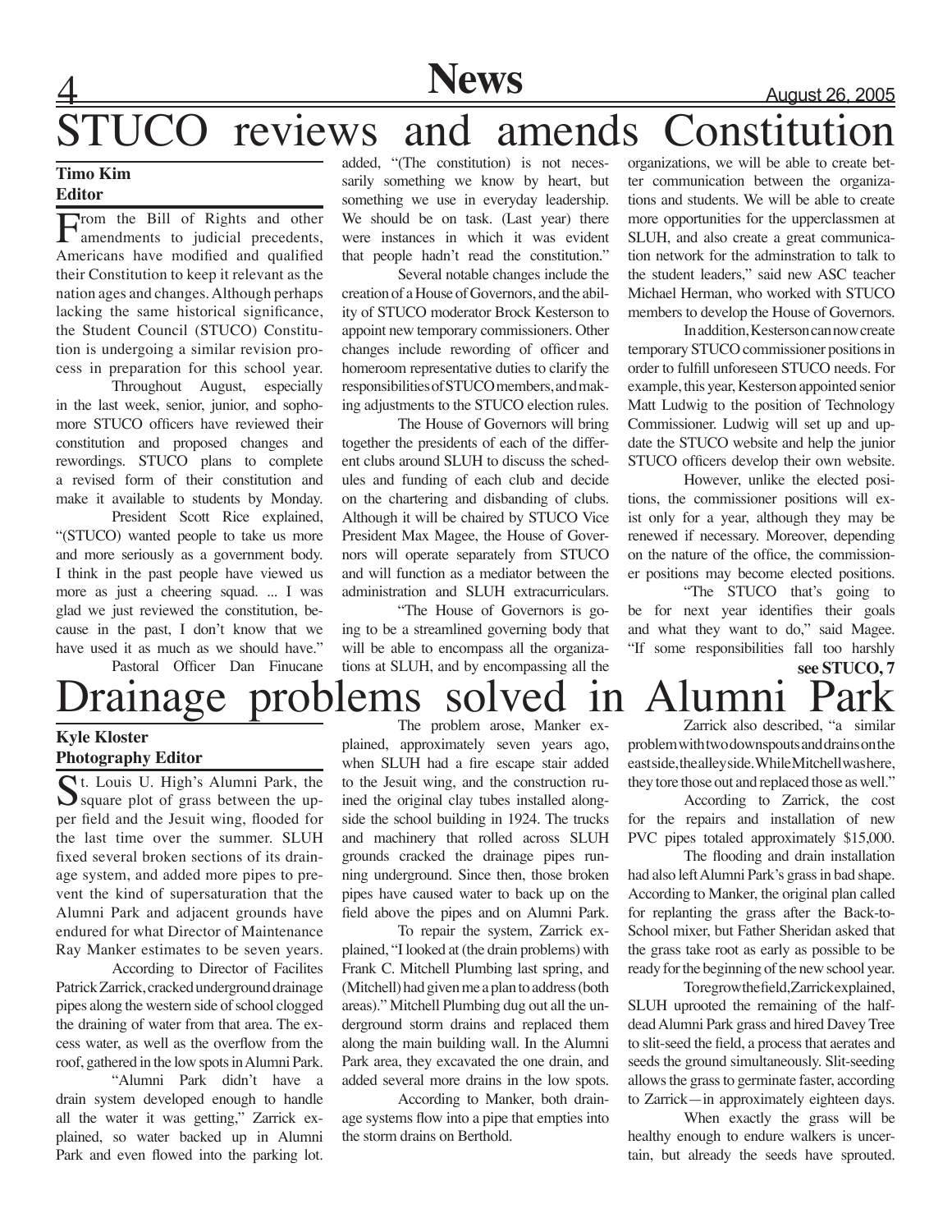# STUCO reviews and amends Constitution

**Timo Kim**
**Editor**

From the Bill of Rights and other amendments to judicial precedents, Americans have modified and qualified their Constitution to keep it relevant as the nation ages and changes. Although perhaps lacking the same historical significance, the Student Council (STUCO) Constitution is undergoing a similar revision process in preparation for this school year.

Throughout August, especially in the last week, senior, junior, and sophomore STUCO officers have reviewed their constitution and proposed changes and rewordings. STUCO plans to complete a revised form of their constitution and make it available to students by Monday.

President Scott Rice explained, "(STUCO) wanted people to take us more and more seriously as a government body. I think in the past people have viewed us more as just a cheering squad. ... I was glad we just reviewed the constitution, because in the past, I don't know that we have used it as much as we should have."

Pastoral Officer Dan Finucane added, "(The constitution) is not necessarily something we know by heart, but something we use in everyday leadership. We should be on task. (Last year) there were instances in which it was evident that people hadn't read the constitution."

Several notable changes include the creation of a House of Governors, and the ability of STUCO moderator Brock Kesterson to appoint new temporary commissioners. Other changes include rewording of officer and homeroom representative duties to clarify the responsibilities of STUCO members, and making adjustments to the STUCO election rules.

The House of Governors will bring together the presidents of each of the different clubs around SLUH to discuss the schedules and funding of each club and decide on the chartering and disbanding of clubs. Although it will be chaired by STUCO Vice President Max Magee, the House of Governors will operate separately from STUCO and will function as a mediator between the administration and SLUH extracurriculars.

"The House of Governors is going to be a streamlined governing body that will be able to encompass all the organizations at SLUH, and by encompassing all the organizations, we will be able to create better communication between the organizations and students. We will be able to create more opportunities for the upperclassmen at SLUH, and also create a great communication network for the adminstration to talk to the student leaders," said new ASC teacher Michael Herman, who worked with STUCO members to develop the House of Governors.

In addition, Kesterson can now create temporary STUCO commissioner positions in order to fulfill unforeseen STUCO needs. For example, this year, Kesterson appointed senior Matt Ludwig to the position of Technology Commissioner. Ludwig will set up and update the STUCO website and help the junior STUCO officers develop their own website.

However, unlike the elected positions, the commissioner positions will exist only for a year, although they may be renewed if necessary. Moreover, depending on the nature of the office, the commissioner positions may become elected positions.

"The STUCO that's going to be for next year identifies their goals and what they want to do," said Magee. "If some responsibilities fall too harshly

**see STUCO, 7**

# Drainage problems solved in Alumni Park

**Kyle Kloster**
**Photography Editor**

St. Louis U. High's Alumni Park, the square plot of grass between the upper field and the Jesuit wing, flooded for the last time over the summer. SLUH fixed several broken sections of its drainage system, and added more pipes to prevent the kind of supersaturation that the Alumni Park and adjacent grounds have endured for what Director of Maintenance Ray Manker estimates to be seven years.

According to Director of Facilites Patrick Zarrick, cracked underground drainage pipes along the western side of school clogged the draining of water from that area. The excess water, as well as the overflow from the roof, gathered in the low spots in Alumni Park.

"Alumni Park didn't have a drain system developed enough to handle all the water it was getting," Zarrick explained, so water backed up in Alumni Park and even flowed into the parking lot.

The problem arose, Manker explained, approximately seven years ago, when SLUH had a fire escape stair added to the Jesuit wing, and the construction ruined the original clay tubes installed alongside the school building in 1924. The trucks and machinery that rolled across SLUH grounds cracked the drainage pipes running underground. Since then, those broken pipes have caused water to back up on the field above the pipes and on Alumni Park.

To repair the system, Zarrick explained, "I looked at (the drain problems) with Frank C. Mitchell Plumbing last spring, and (Mitchell) had given me a plan to address (both areas)." Mitchell Plumbing dug out all the underground storm drains and replaced them along the main building wall. In the Alumni Park area, they excavated the one drain, and added several more drains in the low spots.

According to Manker, both drainage systems flow into a pipe that empties into the storm drains on Berthold.

Zarrick also described, "a similar problem with two downspouts and drains on the east side, the alley side. While Mitchell was here, they tore those out and replaced those as well."

According to Zarrick, the cost for the repairs and installation of new PVC pipes totaled approximately $15,000.

The flooding and drain installation had also left Alumni Park's grass in bad shape. According to Manker, the original plan called for replanting the grass after the Back-to-School mixer, but Father Sheridan asked that the grass take root as early as possible to be ready for the beginning of the new school year.

To regrow the field, Zarrick explained, SLUH uprooted the remaining of the half-dead Alumni Park grass and hired Davey Tree to slit-seed the field, a process that aerates and seeds the ground simultaneously. Slit-seeding allows the grass to germinate faster, according to Zarrick—in approximately eighteen days.

When exactly the grass will be healthy enough to endure walkers is uncertain, but already the seeds have sprouted.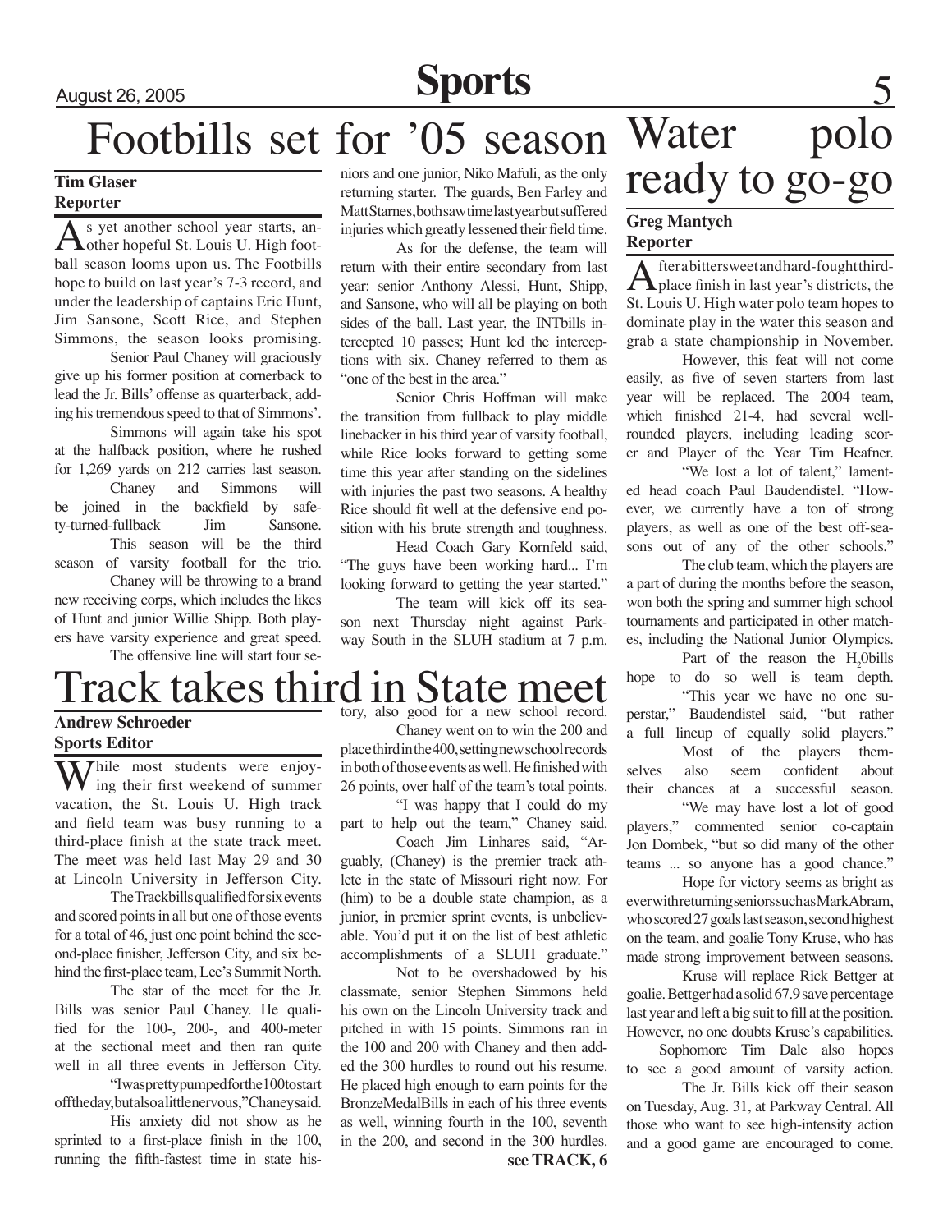# Footbills set for '05 season

**Tim Glaser**
**Reporter**

As yet another school year starts, another hopeful St. Louis U. High football season looms upon us. The Footbills hope to build on last year's 7-3 record, and under the leadership of captains Eric Hunt, Jim Sansone, Scott Rice, and Stephen Simmons, the season looks promising.

Senior Paul Chaney will graciously give up his former position at cornerback to lead the Jr. Bills' offense as quarterback, adding his tremendous speed to that of Simmons'.

Simmons will again take his spot at the halfback position, where he rushed for 1,269 yards on 212 carries last season.

Chaney and Simmons will be joined in the backfield by safety-turned-fullback Jim Sansone.

This season will be the third season of varsity football for the trio.

Chaney will be throwing to a brand new receiving corps, which includes the likes of Hunt and junior Willie Shipp. Both players have varsity experience and great speed.

The offensive line will start four seniors and one junior, Niko Mafuli, as the only returning starter. The guards, Ben Farley and Matt Starnes, both saw time last year but suffered injuries which greatly lessened their field time.

As for the defense, the team will return with their entire secondary from last year: senior Anthony Alessi, Hunt, Shipp, and Sansone, who will all be playing on both sides of the ball. Last year, the INTbills intercepted 10 passes; Hunt led the interceptions with six. Chaney referred to them as "one of the best in the area."

Senior Chris Hoffman will make the transition from fullback to play middle linebacker in his third year of varsity football, while Rice looks forward to getting some time this year after standing on the sidelines with injuries the past two seasons. A healthy Rice should fit well at the defensive end position with his brute strength and toughness.

Head Coach Gary Kornfeld said, "The guys have been working hard... I'm looking forward to getting the year started."

The team will kick off its season next Thursday night against Parkway South in the SLUH stadium at 7 p.m.

# Track takes third in State meet

**Andrew Schroeder**
**Sports Editor**

While most students were enjoying their first weekend of summer vacation, the St. Louis U. High track and field team was busy running to a third-place finish at the state track meet. The meet was held last May 29 and 30 at Lincoln University in Jefferson City.

The Trackbills qualified for six events and scored points in all but one of those events for a total of 46, just one point behind the second-place finisher, Jefferson City, and six behind the first-place team, Lee's Summit North.

The star of the meet for the Jr. Bills was senior Paul Chaney. He qualified for the 100-, 200-, and 400-meter at the sectional meet and then ran quite well in all three events in Jefferson City.

"I was pretty pumped for the 100 to start off the day, but also a little nervous," Chaney said.

His anxiety did not show as he sprinted to a first-place finish in the 100, running the fifth-fastest time in state history, also good for a new school record.

Chaney went on to win the 200 and place third in the 400, setting new school records in both of those events as well. He finished with 26 points, over half of the team's total points.

"I was happy that I could do my part to help out the team," Chaney said.

Coach Jim Linhares said, "Arguably, (Chaney) is the premier track athlete in the state of Missouri right now. For (him) to be a double state champion, as a junior, in premier sprint events, is unbelievable. You'd put it on the list of best athletic accomplishments of a SLUH graduate."

Not to be overshadowed by his classmate, senior Stephen Simmons held his own on the Lincoln University track and pitched in with 15 points. Simmons ran in the 100 and 200 with Chaney and then added the 300 hurdles to round out his resume. He placed high enough to earn points for the BronzeMedalBills in each of his three events as well, winning fourth in the 100, seventh in the 200, and second in the 300 hurdles.

**see TRACK, 6**

# Water polo ready to go-go

**Greg Mantych**
**Reporter**

After a bittersweet and hard-fought third-place finish in last year's districts, the St. Louis U. High water polo team hopes to dominate play in the water this season and grab a state championship in November.

However, this feat will not come easily, as five of seven starters from last year will be replaced. The 2004 team, which finished 21-4, had several well-rounded players, including leading scorer and Player of the Year Tim Heafner.

"We lost a lot of talent," lamented head coach Paul Baudendistel. "However, we currently have a ton of strong players, as well as one of the best off-seasons out of any of the other schools."

The club team, which the players are a part of during the months before the season, won both the spring and summer high school tournaments and participated in other matches, including the National Junior Olympics.

Part of the reason the $H_2$0bills hope to do so well is team depth.

"This year we have no one superstar," Baudendistel said, "but rather a full lineup of equally solid players."

Most of the players themselves also seem confident about their chances at a successful season.

"We may have lost a lot of good players," commented senior co-captain Jon Dombek, "but so did many of the other teams ... so anyone has a good chance."

Hope for victory seems as bright as ever with returning seniors such as Mark Abram, who scored 27 goals last season, second highest on the team, and goalie Tony Kruse, who has made strong improvement between seasons.

Kruse will replace Rick Bettger at goalie. Bettger had a solid 67.9 save percentage last year and left a big suit to fill at the position. However, no one doubts Kruse's capabilities.

Sophomore Tim Dale also hopes to see a good amount of varsity action.

The Jr. Bills kick off their season on Tuesday, Aug. 31, at Parkway Central. All those who want to see high-intensity action and a good game are encouraged to come.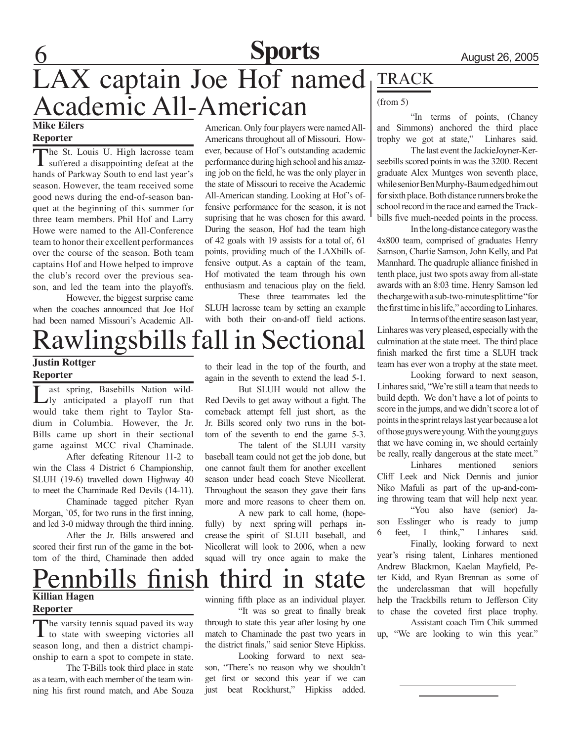# LAX captain Joe Hof named Academic All-American

**Mike Eilers**
**Reporter**

The St. Louis U. High lacrosse team suffered a disappointing defeat at the hands of Parkway South to end last year's season. However, the team received some good news during the end-of-season banquet at the beginning of this summer for three team members. Phil Hof and Larry Howe were named to the All-Conference team to honor their excellent performances over the course of the season. Both team captains Hof and Howe helped to improve the club's record over the previous season, and led the team into the playoffs.

However, the biggest surprise came when the coaches announced that Joe Hof had been named Missouri's Academic All-American. Only four players were named All-Americans throughout all of Missouri. However, because of Hof's outstanding academic performance during high school and his amazing job on the field, he was the only player in the state of Missouri to receive the Academic All-American standing. Looking at Hof's offensive performance for the season, it is not suprising that he was chosen for this award. During the season, Hof had the team high of 42 goals with 19 assists for a total of, 61 points, providing much of the LAXbills offensive output. As a captain of the team, Hof motivated the team through his own enthusiasm and tenacious play on the field.

These three teammates led the SLUH lacrosse team by setting an example with both their on-and-off field actions.

# Rawlingsbills fall in Sectional

**Justin Rottger**
**Reporter**

Last spring, Basebills Nation wildly anticipated a playoff run that would take them right to Taylor Stadium in Columbia. However, the Jr. Bills came up short in their sectional game against MCC rival Chaminade.

After defeating Ritenour 11-2 to win the Class 4 District 6 Championship, SLUH (19-6) travelled down Highway 40 to meet the Chaminade Red Devils (14-11).

Chaminade tagged pitcher Ryan Morgan, `05, for two runs in the first inning, and led 3-0 midway through the third inning.

After the Jr. Bills answered and scored their first run of the game in the bottom of the third, Chaminade then added to their lead in the top of the fourth, and again in the seventh to extend the lead 5-1.

But SLUH would not allow the Red Devils to get away without a fight. The comeback attempt fell just short, as the Jr. Bills scored only two runs in the bottom of the seventh to end the game 5-3.

The talent of the SLUH varsity baseball team could not get the job done, but one cannot fault them for another excellent season under head coach Steve Nicollerat. Throughout the season they gave their fans more and more reasons to cheer them on.

A new park to call home, (hopefully) by next spring will perhaps increase the spirit of SLUH baseball, and Nicollerat will look to 2006, when a new squad will try once again to make the

# Pennbills finish third in state

**Killian Hagen**
**Reporter**

The varsity tennis squad paved its way to state with sweeping victories all season long, and then a district championship to earn a spot to compete in state.

The T-Bills took third place in state as a team, with each member of the team winning his first round match, and Abe Souza winning fifth place as an individual player.

"It was so great to finally break through to state this year after losing by one match to Chaminade the past two years in the district finals," said senior Steve Hipkiss.

Looking forward to next season, "There's no reason why we shouldn't get first or second this year if we can just beat Rockhurst," Hipkiss added.

# TRACK

(from 5)

"In terms of points, (Chaney and Simmons) anchored the third place trophy we got at state," Linhares said.

The last event the JackieJoyner-Kerseebills scored points in was the 3200. Recent graduate Alex Muntges won seventh place, while senior Ben Murphy-Baum edged him out for sixth place. Both distance runners broke the school record in the race and earned the Trackbills five much-needed points in the process.

In the long-distance category was the 4x800 team, comprised of graduates Henry Samson, Charlie Samson, John Kelly, and Pat Mannhard. The quadruple alliance finished in tenth place, just two spots away from all-state awards with an 8:03 time. Henry Samson led the charge with a sub-two-minute split time "for the first time in his life," according to Linhares.

In terms of the entire season last year, Linhares was very pleased, especially with the culmination at the state meet. The third place finish marked the first time a SLUH track team has ever won a trophy at the state meet.

Looking forward to next season, Linhares said, "We're still a team that needs to build depth. We don't have a lot of points to score in the jumps, and we didn't score a lot of points in the sprint relays last year because a lot of those guys were young. With the young guys that we have coming in, we should certainly be really, really dangerous at the state meet."

Linhares mentioned seniors Cliff Leek and Nick Dennis and junior Niko Mafuli as part of the up-and-coming throwing team that will help next year.

"You also have (senior) Jason Esslinger who is ready to jump 6 feet, I think," Linhares said.

Finally, looking forward to next year's rising talent, Linhares mentioned Andrew Blackmon, Kaelan Mayfield, Peter Kidd, and Ryan Brennan as some of the underclassman that will hopefully help the Trackbills return to Jefferson City to chase the coveted first place trophy.

Assistant coach Tim Chik summed up, "We are looking to win this year."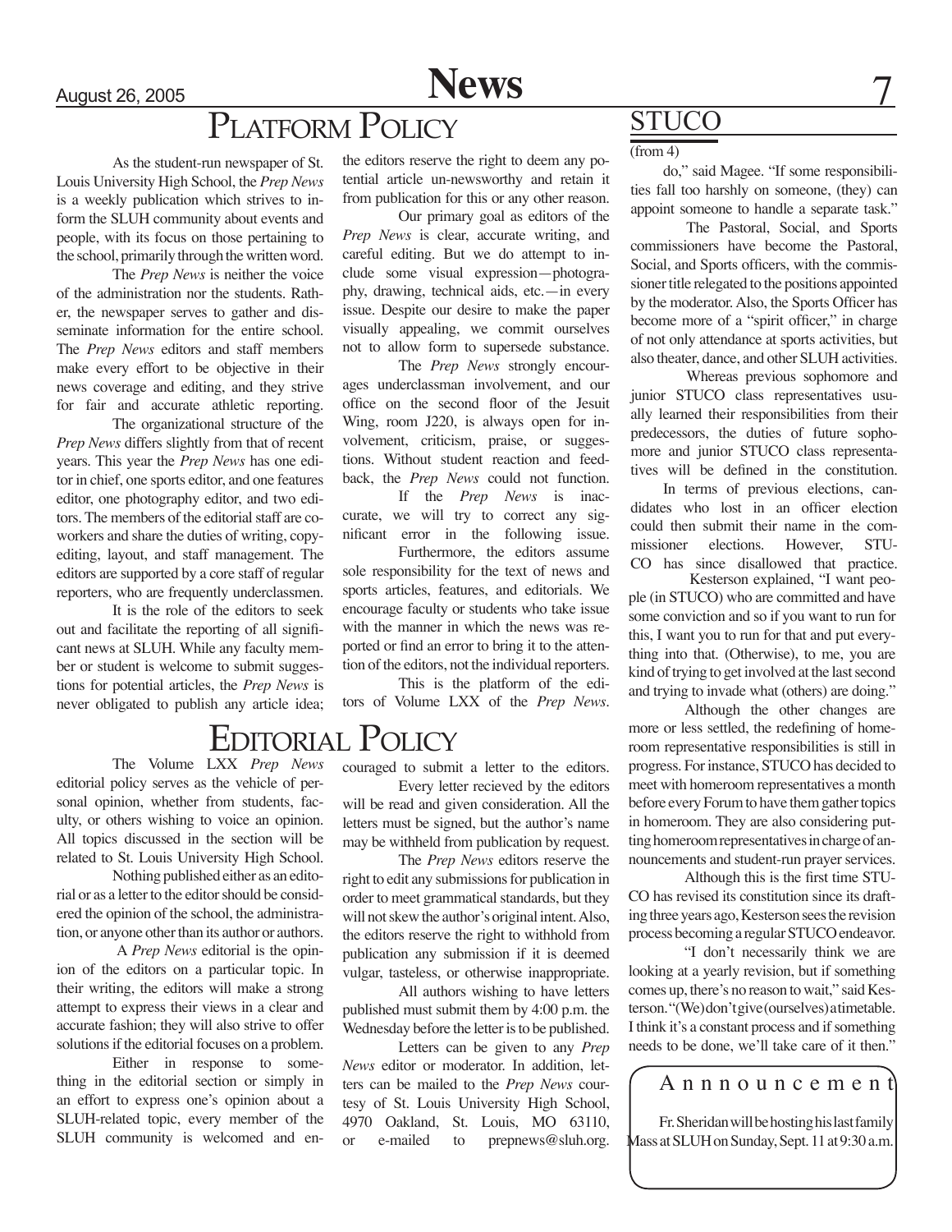# Platform Policy

As the student-run newspaper of St. Louis University High School, the *Prep News* is a weekly publication which strives to inform the SLUH community about events and people, with its focus on those pertaining to the school, primarily through the written word.

The *Prep News* is neither the voice of the administration nor the students. Rather, the newspaper serves to gather and disseminate information for the entire school. The *Prep News* editors and staff members make every effort to be objective in their news coverage and editing, and they strive for fair and accurate athletic reporting.

The organizational structure of the *Prep News* differs slightly from that of recent years. This year the *Prep News* has one editor in chief, one sports editor, and one features editor, one photography editor, and two editors. The members of the editorial staff are coworkers and share the duties of writing, copy-editing, layout, and staff management. The editors are supported by a core staff of regular reporters, who are frequently underclassmen.

It is the role of the editors to seek out and facilitate the reporting of all significant news at SLUH. While any faculty member or student is welcome to submit suggestions for potential articles, the *Prep News* is never obligated to publish any article idea; the editors reserve the right to deem any potential article un-newsworthy and retain it from publication for this or any other reason.

Our primary goal as editors of the *Prep News* is clear, accurate writing, and careful editing. But we do attempt to include some visual expression—photography, drawing, technical aids, etc.—in every issue. Despite our desire to make the paper visually appealing, we commit ourselves not to allow form to supersede substance.

The *Prep News* strongly encourages underclassman involvement, and our office on the second floor of the Jesuit Wing, room J220, is always open for involvement, criticism, praise, or suggestions. Without student reaction and feedback, the *Prep News* could not function.

If the *Prep News* is inaccurate, we will try to correct any significant error in the following issue.

Furthermore, the editors assume sole responsibility for the text of news and sports articles, features, and editorials. We encourage faculty or students who take issue with the manner in which the news was reported or find an error to bring it to the attention of the editors, not the individual reporters.

This is the platform of the editors of Volume LXX of the *Prep News*.

# Editorial Policy

The Volume LXX *Prep News* editorial policy serves as the vehicle of personal opinion, whether from students, faculty, or others wishing to voice an opinion. All topics discussed in the section will be related to St. Louis University High School.

Nothing published either as an editorial or as a letter to the editor should be considered the opinion of the school, the administration, or anyone other than its author or authors.

A *Prep News* editorial is the opinion of the editors on a particular topic. In their writing, the editors will make a strong attempt to express their views in a clear and accurate fashion; they will also strive to offer solutions if the editorial focuses on a problem.

Either in response to something in the editorial section or simply in an effort to express one's opinion about a SLUH-related topic, every member of the SLUH community is welcomed and encouraged to submit a letter to the editors.

Every letter recieved by the editors will be read and given consideration. All the letters must be signed, but the author's name may be withheld from publication by request.

The *Prep News* editors reserve the right to edit any submissions for publication in order to meet grammatical standards, but they will not skew the author's original intent. Also, the editors reserve the right to withhold from publication any submission if it is deemed vulgar, tasteless, or otherwise inappropriate.

All authors wishing to have letters published must submit them by 4:00 p.m. the Wednesday before the letter is to be published.

Letters can be given to any *Prep News* editor or moderator. In addition, letters can be mailed to the *Prep News* courtesy of St. Louis University High School, 4970 Oakland, St. Louis, MO 63110, or e-mailed to prepnews@sluh.org.

## STUCO

(from 4)

do," said Magee. "If some responsibilities fall too harshly on someone, (they) can appoint someone to handle a separate task."

The Pastoral, Social, and Sports commissioners have become the Pastoral, Social, and Sports officers, with the commissioner title relegated to the positions appointed by the moderator. Also, the Sports Officer has become more of a "spirit officer," in charge of not only attendance at sports activities, but also theater, dance, and other SLUH activities.

Whereas previous sophomore and junior STUCO class representatives usually learned their responsibilities from their predecessors, the duties of future sophomore and junior STUCO class representatives will be defined in the constitution.

In terms of previous elections, candidates who lost in an officer election could then submit their name in the commissioner elections. However, STUCO has since disallowed that practice.

Kesterson explained, "I want people (in STUCO) who are committed and have some conviction and so if you want to run for this, I want you to run for that and put everything into that. (Otherwise), to me, you are kind of trying to get involved at the last second and trying to invade what (others) are doing."

Although the other changes are more or less settled, the redefining of homeroom representative responsibilities is still in progress. For instance, STUCO has decided to meet with homeroom representatives a month before every Forum to have them gather topics in homeroom. They are also considering putting homeroom representatives in charge of announcements and student-run prayer services.

Although this is the first time STUCO has revised its constitution since its drafting three years ago, Kesterson sees the revision process becoming a regular STUCO endeavor.

"I don't necessarily think we are looking at a yearly revision, but if something comes up, there's no reason to wait," said Kesterson. "(We) don't give (ourselves) a timetable. I think it's a constant process and if something needs to be done, we'll take care of it then."

## Annnouncement

Fr. Sheridan will be hosting his last family Mass at SLUH on Sunday, Sept. 11 at 9:30 a.m.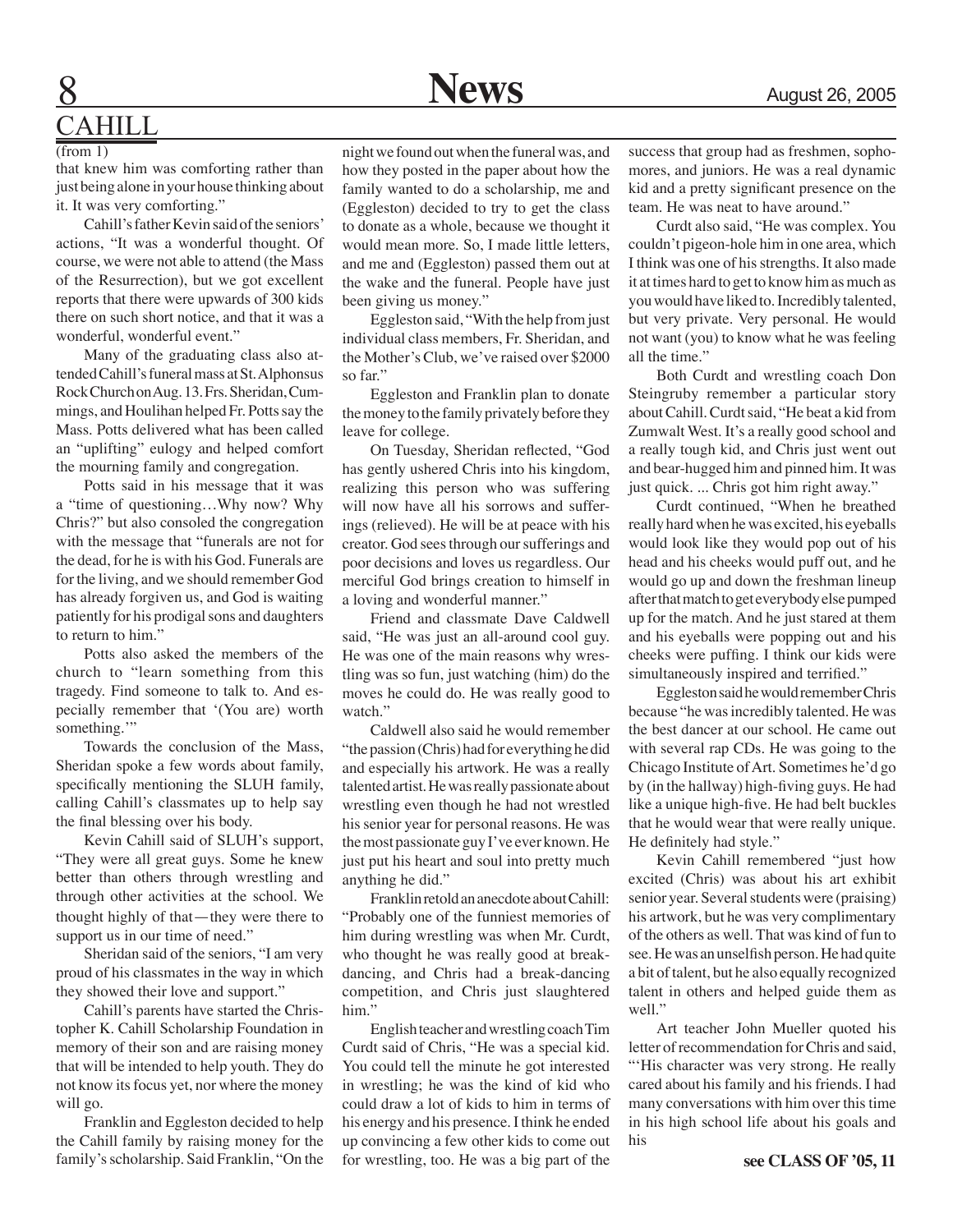## CAHILL

(from 1)

that knew him was comforting rather than just being alone in your house thinking about it. It was very comforting."

Cahill's father Kevin said of the seniors' actions, "It was a wonderful thought. Of course, we were not able to attend (the Mass of the Resurrection), but we got excellent reports that there were upwards of 300 kids there on such short notice, and that it was a wonderful, wonderful event."

Many of the graduating class also attended Cahill's funeral mass at St. Alphonsus Rock Church on Aug. 13. Frs. Sheridan, Cummings, and Houlihan helped Fr. Potts say the Mass. Potts delivered what has been called an "uplifting" eulogy and helped comfort the mourning family and congregation.

Potts said in his message that it was a "time of questioning…Why now? Why Chris?" but also consoled the congregation with the message that "funerals are not for the dead, for he is with his God. Funerals are for the living, and we should remember God has already forgiven us, and God is waiting patiently for his prodigal sons and daughters to return to him."

Potts also asked the members of the church to "learn something from this tragedy. Find someone to talk to. And especially remember that '(You are) worth something.'"

Towards the conclusion of the Mass, Sheridan spoke a few words about family, specifically mentioning the SLUH family, calling Cahill's classmates up to help say the final blessing over his body.

Kevin Cahill said of SLUH's support, "They were all great guys. Some he knew better than others through wrestling and through other activities at the school. We thought highly of that—they were there to support us in our time of need."

Sheridan said of the seniors, "I am very proud of his classmates in the way in which they showed their love and support."

Cahill's parents have started the Christopher K. Cahill Scholarship Foundation in memory of their son and are raising money that will be intended to help youth. They do not know its focus yet, nor where the money will go.

Franklin and Eggleston decided to help the Cahill family by raising money for the family's scholarship. Said Franklin, "On the night we found out when the funeral was, and how they posted in the paper about how the family wanted to do a scholarship, me and (Eggleston) decided to try to get the class to donate as a whole, because we thought it would mean more. So, I made little letters, and me and (Eggleston) passed them out at the wake and the funeral. People have just been giving us money."

Eggleston said, "With the help from just individual class members, Fr. Sheridan, and the Mother's Club, we've raised over $2000 so far."

Eggleston and Franklin plan to donate the money to the family privately before they leave for college.

On Tuesday, Sheridan reflected, "God has gently ushered Chris into his kingdom, realizing this person who was suffering will now have all his sorrows and sufferings (relieved). He will be at peace with his creator. God sees through our sufferings and poor decisions and loves us regardless. Our merciful God brings creation to himself in a loving and wonderful manner."

Friend and classmate Dave Caldwell said, "He was just an all-around cool guy. He was one of the main reasons why wrestling was so fun, just watching (him) do the moves he could do. He was really good to watch."

Caldwell also said he would remember "the passion (Chris) had for everything he did and especially his artwork. He was a really talented artist. He was really passionate about wrestling even though he had not wrestled his senior year for personal reasons. He was the most passionate guy I've ever known. He just put his heart and soul into pretty much anything he did."

Franklin retold an anecdote about Cahill: "Probably one of the funniest memories of him during wrestling was when Mr. Curdt, who thought he was really good at breakdancing, and Chris had a break-dancing competition, and Chris just slaughtered him."

English teacher and wrestling coach Tim Curdt said of Chris, "He was a special kid. You could tell the minute he got interested in wrestling; he was the kind of kid who could draw a lot of kids to him in terms of his energy and his presence. I think he ended up convincing a few other kids to come out for wrestling, too. He was a big part of the success that group had as freshmen, sophomores, and juniors. He was a real dynamic kid and a pretty significant presence on the team. He was neat to have around."

Curdt also said, "He was complex. You couldn't pigeon-hole him in one area, which I think was one of his strengths. It also made it at times hard to get to know him as much as you would have liked to. Incredibly talented, but very private. Very personal. He would not want (you) to know what he was feeling all the time."

Both Curdt and wrestling coach Don Steingruby remember a particular story about Cahill. Curdt said, "He beat a kid from Zumwalt West. It's a really good school and a really tough kid, and Chris just went out and bear-hugged him and pinned him. It was just quick. ... Chris got him right away."

Curdt continued, "When he breathed really hard when he was excited, his eyeballs would look like they would pop out of his head and his cheeks would puff out, and he would go up and down the freshman lineup after that match to get everybody else pumped up for the match. And he just stared at them and his eyeballs were popping out and his cheeks were puffing. I think our kids were simultaneously inspired and terrified."

Eggleston said he would remember Chris because "he was incredibly talented. He was the best dancer at our school. He came out with several rap CDs. He was going to the Chicago Institute of Art. Sometimes he'd go by (in the hallway) high-fiving guys. He had like a unique high-five. He had belt buckles that he would wear that were really unique. He definitely had style."

Kevin Cahill remembered "just how excited (Chris) was about his art exhibit senior year. Several students were (praising) his artwork, but he was very complimentary of the others as well. That was kind of fun to see. He was an unselfish person. He had quite a bit of talent, but he also equally recognized talent in others and helped guide them as well."

Art teacher John Mueller quoted his letter of recommendation for Chris and said, "'His character was very strong. He really cared about his family and his friends. I had many conversations with him over this time in his high school life about his goals and his

**see CLASS OF '05, 11**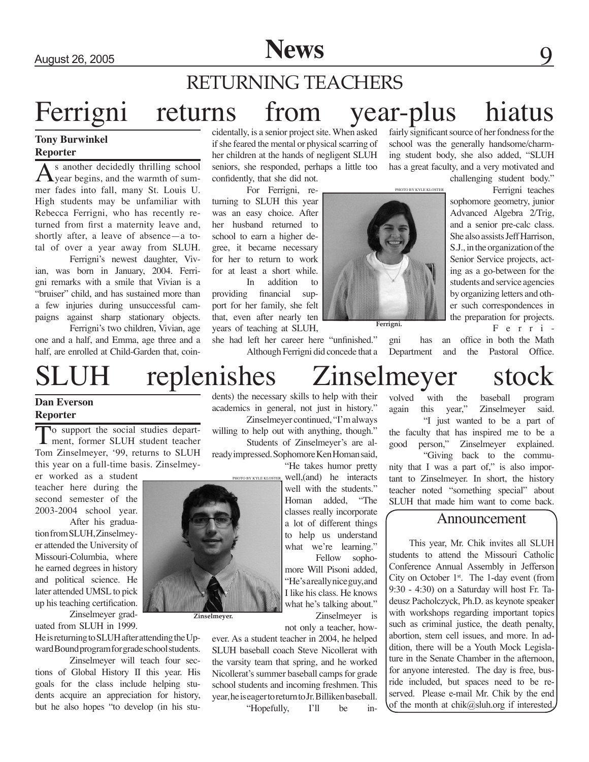## RETURNING TEACHERS

# Ferrigni returns from year-plus hiatus

**Tony Burwinkel**
**Reporter**

As another decidedly thrilling school year begins, and the warmth of summer fades into fall, many St. Louis U. High students may be unfamiliar with Rebecca Ferrigni, who has recently returned from first a maternity leave and, shortly after, a leave of absence—a total of over a year away from SLUH.

Ferrigni's newest daughter, Vivian, was born in January, 2004. Ferrigni remarks with a smile that Vivian is a "bruiser" child, and has sustained more than a few injuries during unsuccessful campaigns against sharp stationary objects.

Ferrigni's two children, Vivian, age one and a half, and Emma, age three and a half, are enrolled at Child-Garden that, coincidentally, is a senior project site. When asked if she feared the mental or physical scarring of her children at the hands of negligent SLUH seniors, she responded, perhaps a little too confidently, that she did not.

For Ferrigni, returning to SLUH this year was an easy choice. After her husband returned to school to earn a higher degree, it became necessary for her to return to work for at least a short while.

In addition to providing financial support for her family, she felt that, even after nearly ten years of teaching at SLUH, she had left her career here "unfinished."

Although Ferrigni did concede that a fairly significant source of her fondness for the school was the generally handsome/charming student body, she also added, "SLUH has a great faculty, and a very motivated and challenging student body."

PHOTO BY KYLE KLOSTER

Ferrigni.

Ferrigni teaches sophomore geometry, junior Advanced Algebra 2/Trig, and a senior pre-calc class. She also assists Jeff Harrison, S.J., in the organization of the Senior Service projects, acting as a go-between for the students and service agencies by organizing letters and other such correspondences in the preparation for projects.

Ferrigni has an office in both the Math Department and the Pastoral Office.

# SLUH replenishes Zinselmeyer stock

**Dan Everson**
**Reporter**

To support the social studies department, former SLUH student teacher Tom Zinselmeyer, '99, returns to SLUH this year on a full-time basis. Zinselmeyer worked as a student teacher here during the second semester of the 2003-2004 school year.

After his graduation from SLUH, Zinselmeyer attended the University of Missouri-Columbia, where he earned degrees in history and political science. He later attended UMSL to pick up his teaching certification.

Zinselmeyer graduated from SLUH in 1999. He is returning to SLUH after attending the Upward Bound program for grade school students.

Zinselmeyer will teach four sections of Global History II this year. His goals for the class include helping students acquire an appreciation for history, but he also hopes "to develop (in his students) the necessary skills to help with their academics in general, not just in history."

Zinselmeyer continued, "I'm always willing to help out with anything, though."

Students of Zinselmeyer's are already impressed. Sophomore Ken Homan said, "He takes humor pretty well,(and) he interacts well with the students." Homan added, "The classes really incorporate a lot of different things to help us understand what we're learning."

PHOTO BY KYLE KLOSTER

Zinselmeyer.

Fellow sophomore Will Pisoni added, "He's a really nice guy, and I like his class. He knows what he's talking about."

Zinselmeyer is not only a teacher, however. As a student teacher in 2004, he helped SLUH baseball coach Steve Nicollerat with the varsity team that spring, and he worked Nicollerat's summer baseball camps for grade school students and incoming freshmen. This year, he is eager to return to Jr. Billiken baseball.

"Hopefully, I'll be involved with the baseball program again this year," Zinselmeyer said.

"I just wanted to be a part of the faculty that has inspired me to be a good person," Zinselmeyer explained.

"Giving back to the community that I was a part of," is also important to Zinselmeyer. In short, the history teacher noted "something special" about SLUH that made him want to come back.

## Announcement

This year, Mr. Chik invites all SLUH students to attend the Missouri Catholic Conference Annual Assembly in Jefferson City on October 1st. The 1-day event (from 9:30 - 4:30) on a Saturday will host Fr. Tadeusz Pacholczyk, Ph.D. as keynote speaker with workshops regarding important topics such as criminal justice, the death penalty, abortion, stem cell issues, and more. In addition, there will be a Youth Mock Legislature in the Senate Chamber in the afternoon, for anyone interested. The day is free, bus-ride included, but spaces need to be reserved. Please e-mail Mr. Chik by the end of the month at chik@sluh.org if interested.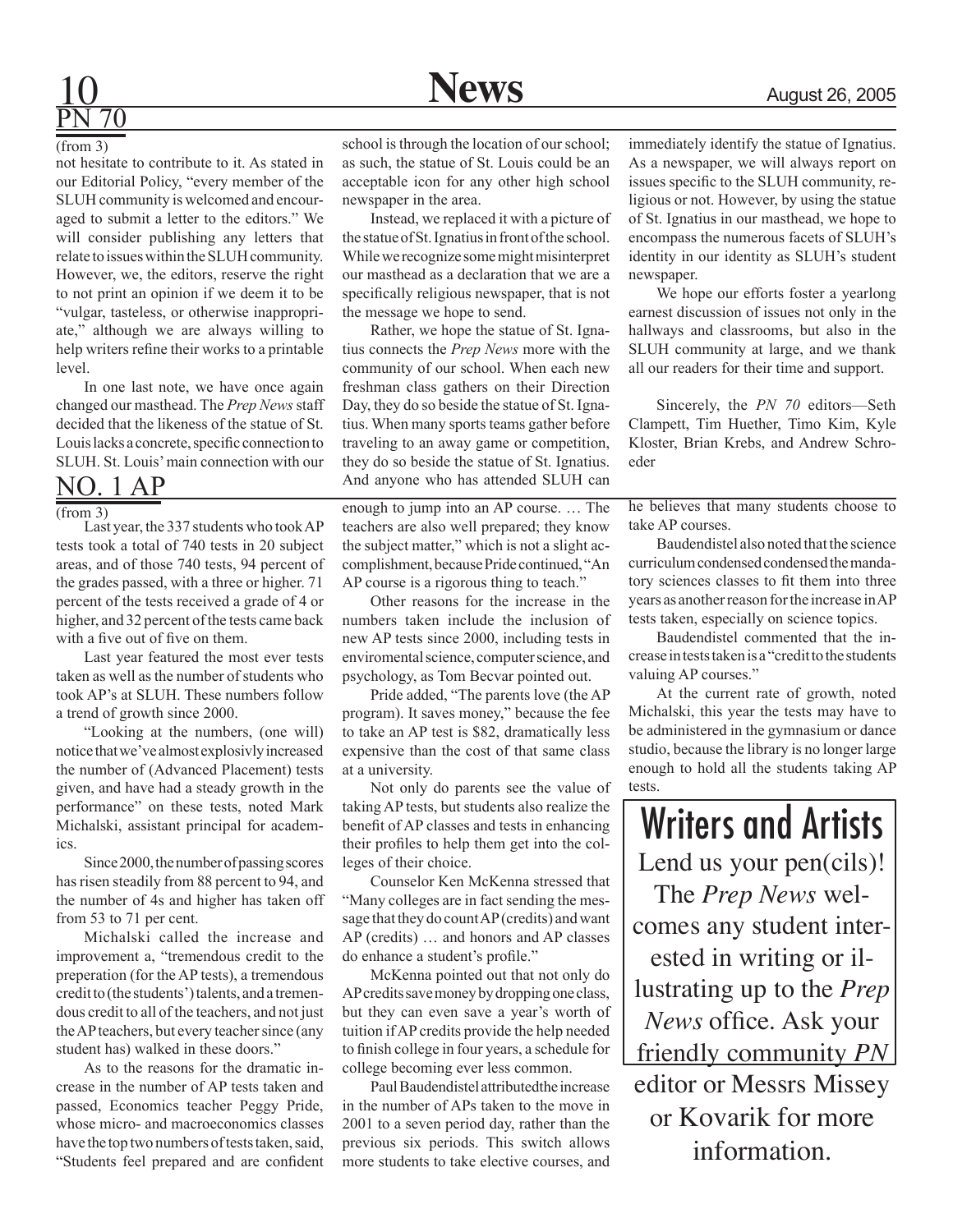## PN 70

(from 3)

not hesitate to contribute to it. As stated in our Editorial Policy, "every member of the SLUH community is welcomed and encouraged to submit a letter to the editors." We will consider publishing any letters that relate to issues within the SLUH community. However, we, the editors, reserve the right to not print an opinion if we deem it to be "vulgar, tasteless, or otherwise inappropriate," although we are always willing to help writers refine their works to a printable level.

In one last note, we have once again changed our masthead. The *Prep News* staff decided that the likeness of the statue of St. Louis lacks a concrete, specific connection to SLUH. St. Louis' main connection with our school is through the location of our school; as such, the statue of St. Louis could be an acceptable icon for any other high school newspaper in the area.

Instead, we replaced it with a picture of the statue of St. Ignatius in front of the school. While we recognize some might misinterpret our masthead as a declaration that we are a specifically religious newspaper, that is not the message we hope to send.

Rather, we hope the statue of St. Ignatius connects the *Prep News* more with the community of our school. When each new freshman class gathers on their Direction Day, they do so beside the statue of St. Ignatius. When many sports teams gather before traveling to an away game or competition, they do so beside the statue of St. Ignatius. And anyone who has attended SLUH can immediately identify the statue of Ignatius. As a newspaper, we will always report on issues specific to the SLUH community, religious or not. However, by using the statue of St. Ignatius in our masthead, we hope to encompass the numerous facets of SLUH's identity in our identity as SLUH's student newspaper.

We hope our efforts foster a yearlong earnest discussion of issues not only in the hallways and classrooms, but also in the SLUH community at large, and we thank all our readers for their time and support.

Sincerely, the *PN 70* editors—Seth Clampett, Tim Huether, Timo Kim, Kyle Kloster, Brian Krebs, and Andrew Schroeder

## NO. 1 AP

(from 3)

Last year, the 337 students who took AP tests took a total of 740 tests in 20 subject areas, and of those 740 tests, 94 percent of the grades passed, with a three or higher. 71 percent of the tests received a grade of 4 or higher, and 32 percent of the tests came back with a five out of five on them.

Last year featured the most ever tests taken as well as the number of students who took AP's at SLUH. These numbers follow a trend of growth since 2000.

"Looking at the numbers, (one will) notice that we've almost explosivly increased the number of (Advanced Placement) tests given, and have had a steady growth in the performance" on these tests, noted Mark Michalski, assistant principal for academics.

Since 2000, the number of passing scores has risen steadily from 88 percent to 94, and the number of 4s and higher has taken off from 53 to 71 per cent.

Michalski called the increase and improvement a, "tremendous credit to the preperation (for the AP tests), a tremendous credit to (the students') talents, and a tremendous credit to all of the teachers, and not just the AP teachers, but every teacher since (any student has) walked in these doors."

As to the reasons for the dramatic increase in the number of AP tests taken and passed, Economics teacher Peggy Pride, whose micro- and macroeconomics classes have the top two numbers of tests taken, said, "Students feel prepared and are confident enough to jump into an AP course. … The teachers are also well prepared; they know the subject matter," which is not a slight accomplishment, because Pride continued, "An AP course is a rigorous thing to teach."

Other reasons for the increase in the numbers taken include the inclusion of new AP tests since 2000, including tests in enviromental science, computer science, and psychology, as Tom Becvar pointed out.

Pride added, "The parents love (the AP program). It saves money," because the fee to take an AP test is $82, dramatically less expensive than the cost of that same class at a university.

Not only do parents see the value of taking AP tests, but students also realize the benefit of AP classes and tests in enhancing their profiles to help them get into the colleges of their choice.

Counselor Ken McKenna stressed that "Many colleges are in fact sending the message that they do count AP (credits) and want AP (credits) … and honors and AP classes do enhance a student's profile."

McKenna pointed out that not only do AP credits save money by dropping one class, but they can even save a year's worth of tuition if AP credits provide the help needed to finish college in four years, a schedule for college becoming ever less common.

Paul Baudendistel attributed the increase in the number of APs taken to the move in 2001 to a seven period day, rather than the previous six periods. This switch allows more students to take elective courses, and he believes that many students choose to take AP courses.

Baudendistel also noted that the science curriculum condensed condensed the mandatory sciences classes to fit them into three years as another reason for the increase in AP tests taken, especially on science topics.

Baudendistel commented that the increase in tests taken is a "credit to the students valuing AP courses."

At the current rate of growth, noted Michalski, this year the tests may have to be administered in the gymnasium or dance studio, because the library is no longer large enough to hold all the students taking AP tests.

## Writers and Artists

Lend us your pen(cils)! The *Prep News* welcomes any student interested in writing or illustrating up to the *Prep News* office. Ask your friendly community *PN* editor or Messrs Missey or Kovarik for more information.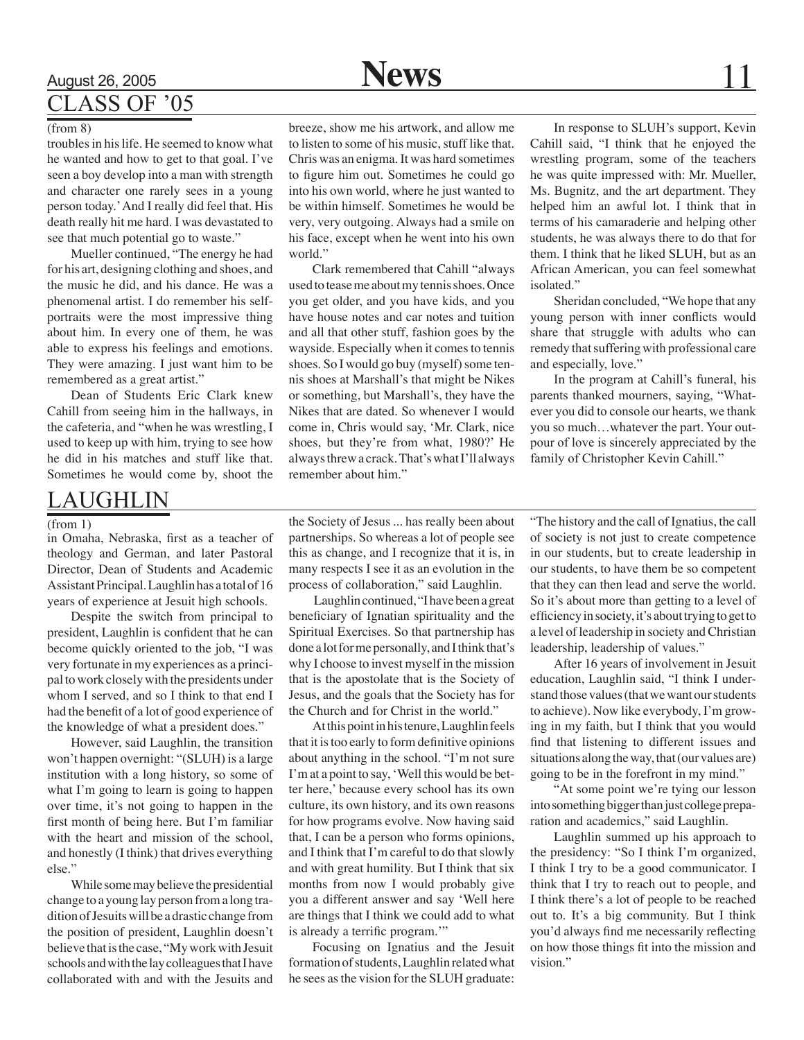## CLASS OF '05

(from 8)

troubles in his life. He seemed to know what he wanted and how to get to that goal. I've seen a boy develop into a man with strength and character one rarely sees in a young person today.' And I really did feel that. His death really hit me hard. I was devastated to see that much potential go to waste."

Mueller continued, "The energy he had for his art, designing clothing and shoes, and the music he did, and his dance. He was a phenomenal artist. I do remember his self-portraits were the most impressive thing about him. In every one of them, he was able to express his feelings and emotions. They were amazing. I just want him to be remembered as a great artist."

Dean of Students Eric Clark knew Cahill from seeing him in the hallways, in the cafeteria, and "when he was wrestling, I used to keep up with him, trying to see how he did in his matches and stuff like that. Sometimes he would come by, shoot the breeze, show me his artwork, and allow me to listen to some of his music, stuff like that. Chris was an enigma. It was hard sometimes to figure him out. Sometimes he could go into his own world, where he just wanted to be within himself. Sometimes he would be very, very outgoing. Always had a smile on his face, except when he went into his own world."

Clark remembered that Cahill "always used to tease me about my tennis shoes. Once you get older, and you have kids, and you have house notes and car notes and tuition and all that other stuff, fashion goes by the wayside. Especially when it comes to tennis shoes. So I would go buy (myself) some tennis shoes at Marshall's that might be Nikes or something, but Marshall's, they have the Nikes that are dated. So whenever I would come in, Chris would say, 'Mr. Clark, nice shoes, but they're from what, 1980?' He always threw a crack. That's what I'll always remember about him."

In response to SLUH's support, Kevin Cahill said, "I think that he enjoyed the wrestling program, some of the teachers he was quite impressed with: Mr. Mueller, Ms. Bugnitz, and the art department. They helped him an awful lot. I think that in terms of his camaraderie and helping other students, he was always there to do that for them. I think that he liked SLUH, but as an African American, you can feel somewhat isolated."

Sheridan concluded, "We hope that any young person with inner conflicts would share that struggle with adults who can remedy that suffering with professional care and especially, love."

In the program at Cahill's funeral, his parents thanked mourners, saying, "Whatever you did to console our hearts, we thank you so much…whatever the part. Your outpour of love is sincerely appreciated by the family of Christopher Kevin Cahill."

## LAUGHLIN

(from 1)

in Omaha, Nebraska, first as a teacher of theology and German, and later Pastoral Director, Dean of Students and Academic Assistant Principal. Laughlin has a total of 16 years of experience at Jesuit high schools.

Despite the switch from principal to president, Laughlin is confident that he can become quickly oriented to the job, "I was very fortunate in my experiences as a principal to work closely with the presidents under whom I served, and so I think to that end I had the benefit of a lot of good experience of the knowledge of what a president does."

However, said Laughlin, the transition won't happen overnight: "(SLUH) is a large institution with a long history, so some of what I'm going to learn is going to happen over time, it's not going to happen in the first month of being here. But I'm familiar with the heart and mission of the school, and honestly (I think) that drives everything else."

While some may believe the presidential change to a young lay person from a long tradition of Jesuits will be a drastic change from the position of president, Laughlin doesn't believe that is the case, "My work with Jesuit schools and with the lay colleagues that I have collaborated with and with the Jesuits and the Society of Jesus ... has really been about partnerships. So whereas a lot of people see this as change, and I recognize that it is, in many respects I see it as an evolution in the process of collaboration," said Laughlin.

Laughlin continued, "I have been a great beneficiary of Ignatian spirituality and the Spiritual Exercises. So that partnership has done a lot for me personally, and I think that's why I choose to invest myself in the mission that is the apostolate that is the Society of Jesus, and the goals that the Society has for the Church and for Christ in the world."

At this point in his tenure, Laughlin feels that it is too early to form definitive opinions about anything in the school. "I'm not sure I'm at a point to say, 'Well this would be better here,' because every school has its own culture, its own history, and its own reasons for how programs evolve. Now having said that, I can be a person who forms opinions, and I think that I'm careful to do that slowly and with great humility. But I think that six months from now I would probably give you a different answer and say 'Well here are things that I think we could add to what is already a terrific program.'"

Focusing on Ignatius and the Jesuit formation of students, Laughlin related what he sees as the vision for the SLUH graduate: "The history and the call of Ignatius, the call of society is not just to create competence in our students, but to create leadership in our students, to have them be so competent that they can then lead and serve the world. So it's about more than getting to a level of efficiency in society, it's about trying to get to a level of leadership in society and Christian leadership, leadership of values."

After 16 years of involvement in Jesuit education, Laughlin said, "I think I understand those values (that we want our students to achieve). Now like everybody, I'm growing in my faith, but I think that you would find that listening to different issues and situations along the way, that (our values are) going to be in the forefront in my mind."

"At some point we're tying our lesson into something bigger than just college preparation and academics," said Laughlin.

Laughlin summed up his approach to the presidency: "So I think I'm organized, I think I try to be a good communicator. I think that I try to reach out to people, and I think there's a lot of people to be reached out to. It's a big community. But I think you'd always find me necessarily reflecting on how those things fit into the mission and vision."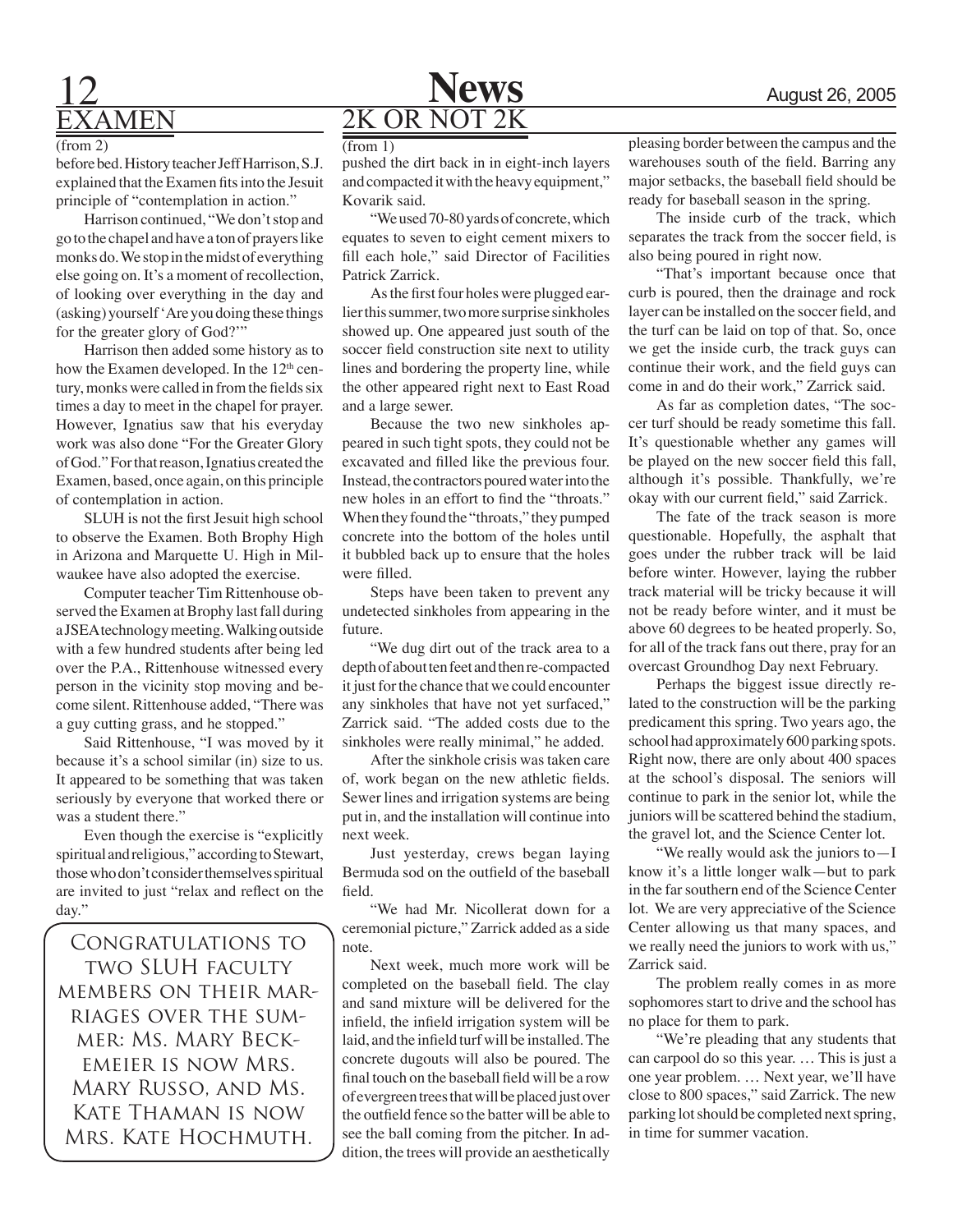## EXAMEN

(from 2)

before bed. History teacher Jeff Harrison, S.J. explained that the Examen fits into the Jesuit principle of "contemplation in action."

Harrison continued, "We don't stop and go to the chapel and have a ton of prayers like monks do. We stop in the midst of everything else going on. It's a moment of recollection, of looking over everything in the day and (asking) yourself 'Are you doing these things for the greater glory of God?'"

Harrison then added some history as to how the Examen developed. In the 12th century, monks were called in from the fields six times a day to meet in the chapel for prayer. However, Ignatius saw that his everyday work was also done "For the Greater Glory of God." For that reason, Ignatius created the Examen, based, once again, on this principle of contemplation in action.

SLUH is not the first Jesuit high school to observe the Examen. Both Brophy High in Arizona and Marquette U. High in Milwaukee have also adopted the exercise.

Computer teacher Tim Rittenhouse observed the Examen at Brophy last fall during a JSEA technology meeting. Walking outside with a few hundred students after being led over the P.A., Rittenhouse witnessed every person in the vicinity stop moving and become silent. Rittenhouse added, "There was a guy cutting grass, and he stopped."

Said Rittenhouse, "I was moved by it because it's a school similar (in) size to us. It appeared to be something that was taken seriously by everyone that worked there or was a student there."

Even though the exercise is "explicitly spiritual and religious," according to Stewart, those who don't consider themselves spiritual are invited to just "relax and reflect on the day."

Congratulations to two SLUH faculty members on their marriages over the summer: Ms. Mary Beckemeier is now Mrs. Mary Russo, and Ms. Kate Thaman is now Mrs. Kate Hochmuth.

## 2K OR NOT 2K

(from 1)

pushed the dirt back in in eight-inch layers and compacted it with the heavy equipment," Kovarik said.

"We used 70-80 yards of concrete, which equates to seven to eight cement mixers to fill each hole," said Director of Facilities Patrick Zarrick.

As the first four holes were plugged earlier this summer, two more surprise sinkholes showed up. One appeared just south of the soccer field construction site next to utility lines and bordering the property line, while the other appeared right next to East Road and a large sewer.

Because the two new sinkholes appeared in such tight spots, they could not be excavated and filled like the previous four. Instead, the contractors poured water into the new holes in an effort to find the "throats." When they found the "throats," they pumped concrete into the bottom of the holes until it bubbled back up to ensure that the holes were filled.

Steps have been taken to prevent any undetected sinkholes from appearing in the future.

"We dug dirt out of the track area to a depth of about ten feet and then re-compacted it just for the chance that we could encounter any sinkholes that have not yet surfaced," Zarrick said. "The added costs due to the sinkholes were really minimal," he added.

After the sinkhole crisis was taken care of, work began on the new athletic fields. Sewer lines and irrigation systems are being put in, and the installation will continue into next week.

Just yesterday, crews began laying Bermuda sod on the outfield of the baseball field.

"We had Mr. Nicollerat down for a ceremonial picture," Zarrick added as a side note.

Next week, much more work will be completed on the baseball field. The clay and sand mixture will be delivered for the infield, the infield irrigation system will be laid, and the infield turf will be installed. The concrete dugouts will also be poured. The final touch on the baseball field will be a row of evergreen trees that will be placed just over the outfield fence so the batter will be able to see the ball coming from the pitcher. In addition, the trees will provide an aesthetically pleasing border between the campus and the warehouses south of the field. Barring any major setbacks, the baseball field should be ready for baseball season in the spring.

The inside curb of the track, which separates the track from the soccer field, is also being poured in right now.

"That's important because once that curb is poured, then the drainage and rock layer can be installed on the soccer field, and the turf can be laid on top of that. So, once we get the inside curb, the track guys can continue their work, and the field guys can come in and do their work," Zarrick said.

As far as completion dates, "The soccer turf should be ready sometime this fall. It's questionable whether any games will be played on the new soccer field this fall, although it's possible. Thankfully, we're okay with our current field," said Zarrick.

The fate of the track season is more questionable. Hopefully, the asphalt that goes under the rubber track will be laid before winter. However, laying the rubber track material will be tricky because it will not be ready before winter, and it must be above 60 degrees to be heated properly. So, for all of the track fans out there, pray for an overcast Groundhog Day next February.

Perhaps the biggest issue directly related to the construction will be the parking predicament this spring. Two years ago, the school had approximately 600 parking spots. Right now, there are only about 400 spaces at the school's disposal. The seniors will continue to park in the senior lot, while the juniors will be scattered behind the stadium, the gravel lot, and the Science Center lot.

"We really would ask the juniors to—I know it's a little longer walk—but to park in the far southern end of the Science Center lot. We are very appreciative of the Science Center allowing us that many spaces, and we really need the juniors to work with us," Zarrick said.

The problem really comes in as more sophomores start to drive and the school has no place for them to park.

"We're pleading that any students that can carpool do so this year. … This is just a one year problem. … Next year, we'll have close to 800 spaces," said Zarrick. The new parking lot should be completed next spring, in time for summer vacation.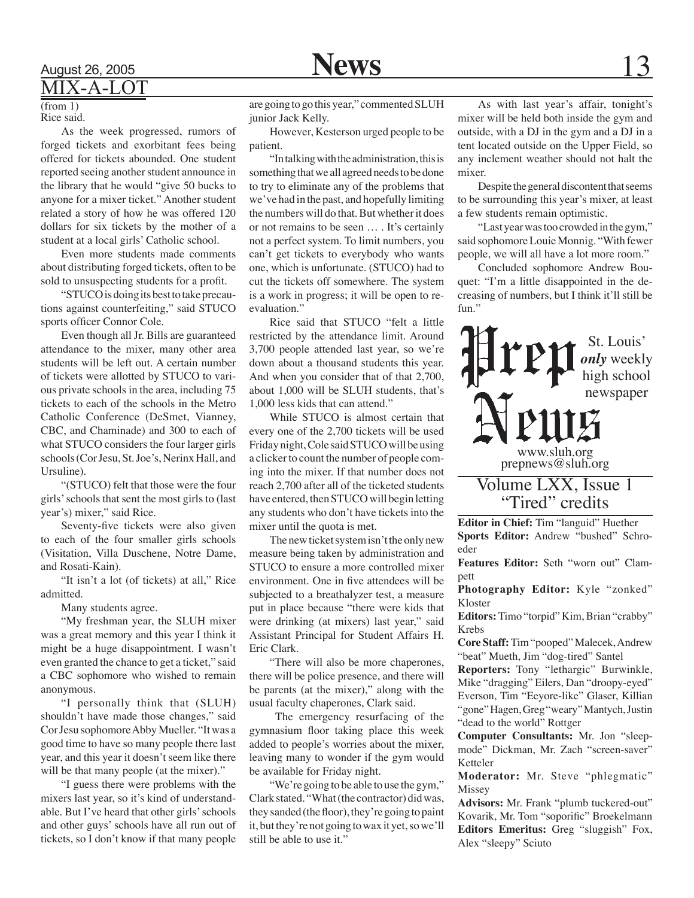## MIX-A-LOT

(from 1)

Rice said.

As the week progressed, rumors of forged tickets and exorbitant fees being offered for tickets abounded. One student reported seeing another student announce in the library that he would "give 50 bucks to anyone for a mixer ticket." Another student related a story of how he was offered 120 dollars for six tickets by the mother of a student at a local girls' Catholic school.

Even more students made comments about distributing forged tickets, often to be sold to unsuspecting students for a profit.

"STUCO is doing its best to take precautions against counterfeiting," said STUCO sports officer Connor Cole.

Even though all Jr. Bills are guaranteed attendance to the mixer, many other area students will be left out. A certain number of tickets were allotted by STUCO to various private schools in the area, including 75 tickets to each of the schools in the Metro Catholic Conference (DeSmet, Vianney, CBC, and Chaminade) and 300 to each of what STUCO considers the four larger girls schools (Cor Jesu, St. Joe's, Nerinx Hall, and Ursuline).

"(STUCO) felt that those were the four girls' schools that sent the most girls to (last year's) mixer," said Rice.

Seventy-five tickets were also given to each of the four smaller girls schools (Visitation, Villa Duschene, Notre Dame, and Rosati-Kain).

"It isn't a lot (of tickets) at all," Rice admitted.

Many students agree.

"My freshman year, the SLUH mixer was a great memory and this year I think it might be a huge disappointment. I wasn't even granted the chance to get a ticket," said a CBC sophomore who wished to remain anonymous.

"I personally think that (SLUH) shouldn't have made those changes," said Cor Jesu sophomore Abby Mueller. "It was a good time to have so many people there last year, and this year it doesn't seem like there will be that many people (at the mixer)."

"I guess there were problems with the mixers last year, so it's kind of understandable. But I've heard that other girls' schools and other guys' schools have all run out of tickets, so I don't know if that many people are going to go this year," commented SLUH junior Jack Kelly.

However, Kesterson urged people to be patient.

"In talking with the administration, this is something that we all agreed needs to be done to try to eliminate any of the problems that we've had in the past, and hopefully limiting the numbers will do that. But whether it does or not remains to be seen … . It's certainly not a perfect system. To limit numbers, you can't get tickets to everybody who wants one, which is unfortunate. (STUCO) had to cut the tickets off somewhere. The system is a work in progress; it will be open to re-evaluation."

Rice said that STUCO "felt a little restricted by the attendance limit. Around 3,700 people attended last year, so we're down about a thousand students this year. And when you consider that of that 2,700, about 1,000 will be SLUH students, that's 1,000 less kids that can attend."

While STUCO is almost certain that every one of the 2,700 tickets will be used Friday night, Cole said STUCO will be using a clicker to count the number of people coming into the mixer. If that number does not reach 2,700 after all of the ticketed students have entered, then STUCO will begin letting any students who don't have tickets into the mixer until the quota is met.

The new ticket system isn't the only new measure being taken by administration and STUCO to ensure a more controlled mixer environment. One in five attendees will be subjected to a breathalyzer test, a measure put in place because "there were kids that were drinking (at mixers) last year," said Assistant Principal for Student Affairs H. Eric Clark.

"There will also be more chaperones, there will be police presence, and there will be parents (at the mixer)," along with the usual faculty chaperones, Clark said.

The emergency resurfacing of the gymnasium floor taking place this week added to people's worries about the mixer, leaving many to wonder if the gym would be available for Friday night.

"We're going to be able to use the gym," Clark stated. "What (the contractor) did was, they sanded (the floor), they're going to paint it, but they're not going to wax it yet, so we'll still be able to use it."

As with last year's affair, tonight's mixer will be held both inside the gym and outside, with a DJ in the gym and a DJ in a tent located outside on the Upper Field, so any inclement weather should not halt the mixer.

Despite the general discontent that seems to be surrounding this year's mixer, at least a few students remain optimistic.

"Last year was too crowded in the gym," said sophomore Louie Monnig. "With fewer people, we will all have a lot more room."

Concluded sophomore Andrew Bouquet: "I'm a little disappointed in the decreasing of numbers, but I think it'll still be fun."

---

# Prep News

St. Louis' *only* weekly high school newspaper

www.sluh.org
prepnews@sluh.org

## Volume LXX, Issue 1
## "Tired" credits

**Editor in Chief:** Tim "languid" Huether

**Sports Editor:** Andrew "bushed" Schroeder

**Features Editor:** Seth "worn out" Clampett

**Photography Editor:** Kyle "zonked" Kloster

**Editors:** Timo "torpid" Kim, Brian "crabby" Krebs

**Core Staff:** Tim "pooped" Malecek, Andrew "beat" Mueth, Jim "dog-tired" Santel

**Reporters:** Tony "lethargic" Burwinkle, Mike "dragging" Eilers, Dan "droopy-eyed" Everson, Tim "Eeyore-like" Glaser, Killian "gone" Hagen, Greg "weary" Mantych, Justin "dead to the world" Rottger

**Computer Consultants:** Mr. Jon "sleep-mode" Dickman, Mr. Zach "screen-saver" Ketteler

**Moderator:** Mr. Steve "phlegmatic" Missey

**Advisors:** Mr. Frank "plumb tuckered-out" Kovarik, Mr. Tom "soporific" Broekelmann

**Editors Emeritus:** Greg "sluggish" Fox, Alex "sleepy" Sciuto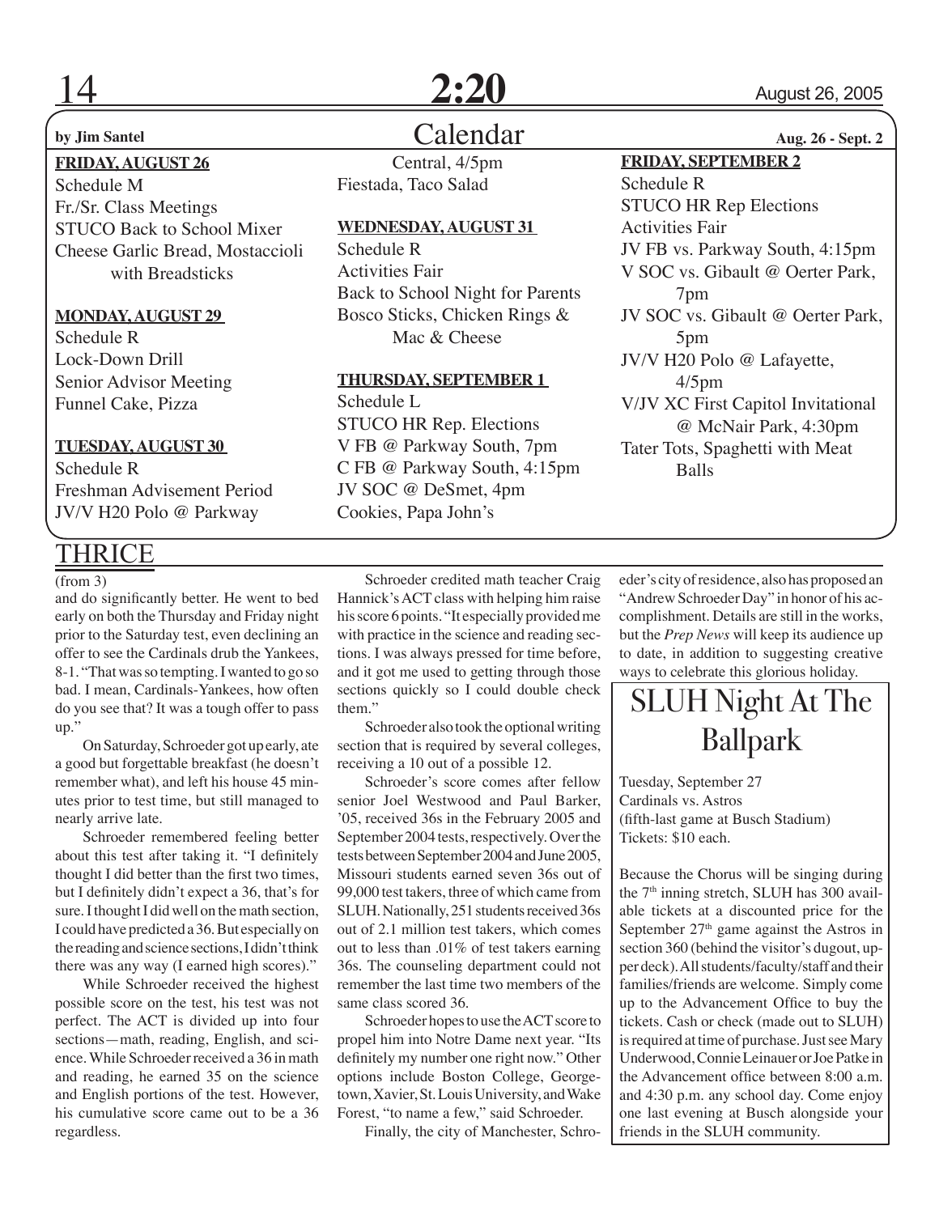# Calendar

by Jim Santel

Aug. 26 - Sept. 2

**FRIDAY, AUGUST 26**
Schedule M
Fr./Sr. Class Meetings
STUCO Back to School Mixer
Cheese Garlic Bread, Mostaccioli with Breadsticks

**MONDAY, AUGUST 29**
Schedule R
Lock-Down Drill
Senior Advisor Meeting
Funnel Cake, Pizza

**TUESDAY, AUGUST 30**
Schedule R
Freshman Advisement Period
JV/V H20 Polo @ Parkway Central, 4/5pm
Fiestada, Taco Salad

**WEDNESDAY, AUGUST 31**
Schedule R
Activities Fair
Back to School Night for Parents
Bosco Sticks, Chicken Rings & Mac & Cheese

**THURSDAY, SEPTEMBER 1**
Schedule L
STUCO HR Rep. Elections
V FB @ Parkway South, 7pm
C FB @ Parkway South, 4:15pm
JV SOC @ DeSmet, 4pm
Cookies, Papa John's

**FRIDAY, SEPTEMBER 2**
Schedule R
STUCO HR Rep Elections
Activities Fair
JV FB vs. Parkway South, 4:15pm
V SOC vs. Gibault @ Oerter Park, 7pm
JV SOC vs. Gibault @ Oerter Park, 5pm
JV/V H20 Polo @ Lafayette, 4/5pm
V/JV XC First Capitol Invitational @ McNair Park, 4:30pm
Tater Tots, Spaghetti with Meat Balls

## THRICE

(from 3)

and do significantly better. He went to bed early on both the Thursday and Friday night prior to the Saturday test, even declining an offer to see the Cardinals drub the Yankees, 8-1. "That was so tempting. I wanted to go so bad. I mean, Cardinals-Yankees, how often do you see that? It was a tough offer to pass up."

On Saturday, Schroeder got up early, ate a good but forgettable breakfast (he doesn't remember what), and left his house 45 minutes prior to test time, but still managed to nearly arrive late.

Schroeder remembered feeling better about this test after taking it. "I definitely thought I did better than the first two times, but I definitely didn't expect a 36, that's for sure. I thought I did well on the math section, I could have predicted a 36. But especially on the reading and science sections, I didn't think there was any way (I earned high scores)."

While Schroeder received the highest possible score on the test, his test was not perfect. The ACT is divided up into four sections—math, reading, English, and science. While Schroeder received a 36 in math and reading, he earned 35 on the science and English portions of the test. However, his cumulative score came out to be a 36 regardless.

Schroeder credited math teacher Craig Hannick's ACT class with helping him raise his score 6 points. "It especially provided me with practice in the science and reading sections. I was always pressed for time before, and it got me used to getting through those sections quickly so I could double check them."

Schroeder also took the optional writing section that is required by several colleges, receiving a 10 out of a possible 12.

Schroeder's score comes after fellow senior Joel Westwood and Paul Barker, '05, received 36s in the February 2005 and September 2004 tests, respectively. Over the tests between September 2004 and June 2005, Missouri students earned seven 36s out of 99,000 test takers, three of which came from SLUH. Nationally, 251 students received 36s out of 2.1 million test takers, which comes out to less than .01% of test takers earning 36s. The counseling department could not remember the last time two members of the same class scored 36.

Schroeder hopes to use the ACT score to propel him into Notre Dame next year. "Its definitely my number one right now." Other options include Boston College, Georgetown, Xavier, St. Louis University, and Wake Forest, "to name a few," said Schroeder.

Finally, the city of Manchester, Schroeder's city of residence, also has proposed an "Andrew Schroeder Day" in honor of his accomplishment. Details are still in the works, but the *Prep News* will keep its audience up to date, in addition to suggesting creative ways to celebrate this glorious holiday.

## SLUH Night At The Ballpark

Tuesday, September 27
Cardinals vs. Astros
(fifth-last game at Busch Stadium)
Tickets: $10 each.

Because the Chorus will be singing during the 7th inning stretch, SLUH has 300 available tickets at a discounted price for the September 27th game against the Astros in section 360 (behind the visitor's dugout, upper deck). All students/faculty/staff and their families/friends are welcome. Simply come up to the Advancement Office to buy the tickets. Cash or check (made out to SLUH) is required at time of purchase. Just see Mary Underwood, Connie Leinauer or Joe Patke in the Advancement office between 8:00 a.m. and 4:30 p.m. any school day. Come enjoy one last evening at Busch alongside your friends in the SLUH community.